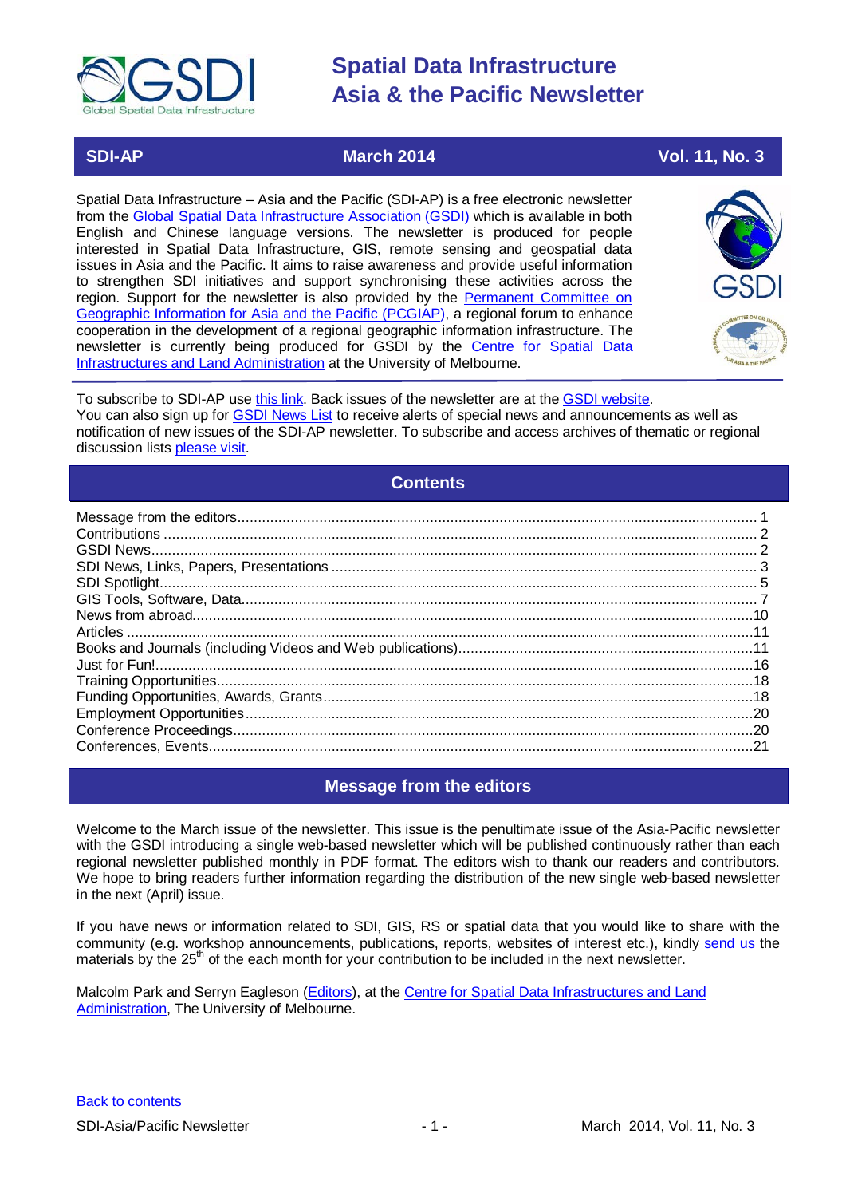# Spatial Data Infrastructure Asia & the Pacific Newsletter

**SDI-AP** | **March 2014** | **Vol. 11, No. 3**

Spatial Data Infrastructure – Asia and the Pacific (SDI-AP) is a free electronic newsletter from the Global Spatial Data Infrastructure Association (GSDI) which is available in both English and Chinese language versions. The newsletter is produced for people interested in Spatial Data Infrastructure, GIS, remote sensing and geospatial data issues in Asia and the Pacific. It aims to raise awareness and provide useful information to strengthen SDI initiatives and support synchronising these activities across the region. Support for the newsletter is also provided by the Permanent Committee on Geographic Information for Asia and the Pacific (PCGIAP), a regional forum to enhance cooperation in the development of a regional geographic information infrastructure. The newsletter is currently being produced for GSDI by the Centre for Spatial Data Infrastructures and Land Administration at the University of Melbourne.

To subscribe to SDI-AP use this link. Back issues of the newsletter are at the GSDI website.
You can also sign up for GSDI News List to receive alerts of special news and announcements as well as notification of new issues of the SDI-AP newsletter. To subscribe and access archives of thematic or regional discussion lists please visit.

## Contents

- Message from the editors .......... 1
- Contributions .......... 2
- GSDI News .......... 2
- SDI News, Links, Papers, Presentations .......... 3
- SDI Spotlight .......... 5
- GIS Tools, Software, Data .......... 7
- News from abroad .......... 10
- Articles .......... 11
- Books and Journals (including Videos and Web publications) .......... 11
- Just for Fun! .......... 16
- Training Opportunities .......... 18
- Funding Opportunities, Awards, Grants .......... 18
- Employment Opportunities .......... 20
- Conference Proceedings .......... 20
- Conferences, Events .......... 21

## Message from the editors

Welcome to the March issue of the newsletter. This issue is the penultimate issue of the Asia-Pacific newsletter with the GSDI introducing a single web-based newsletter which will be published continuously rather than each regional newsletter published monthly in PDF format. The editors wish to thank our readers and contributors. We hope to bring readers further information regarding the distribution of the new single web-based newsletter in the next (April) issue.

If you have news or information related to SDI, GIS, RS or spatial data that you would like to share with the community (e.g. workshop announcements, publications, reports, websites of interest etc.), kindly send us the materials by the 25th of the each month for your contribution to be included in the next newsletter.

Malcolm Park and Serryn Eagleson (Editors), at the Centre for Spatial Data Infrastructures and Land Administration, The University of Melbourne.

Back to contents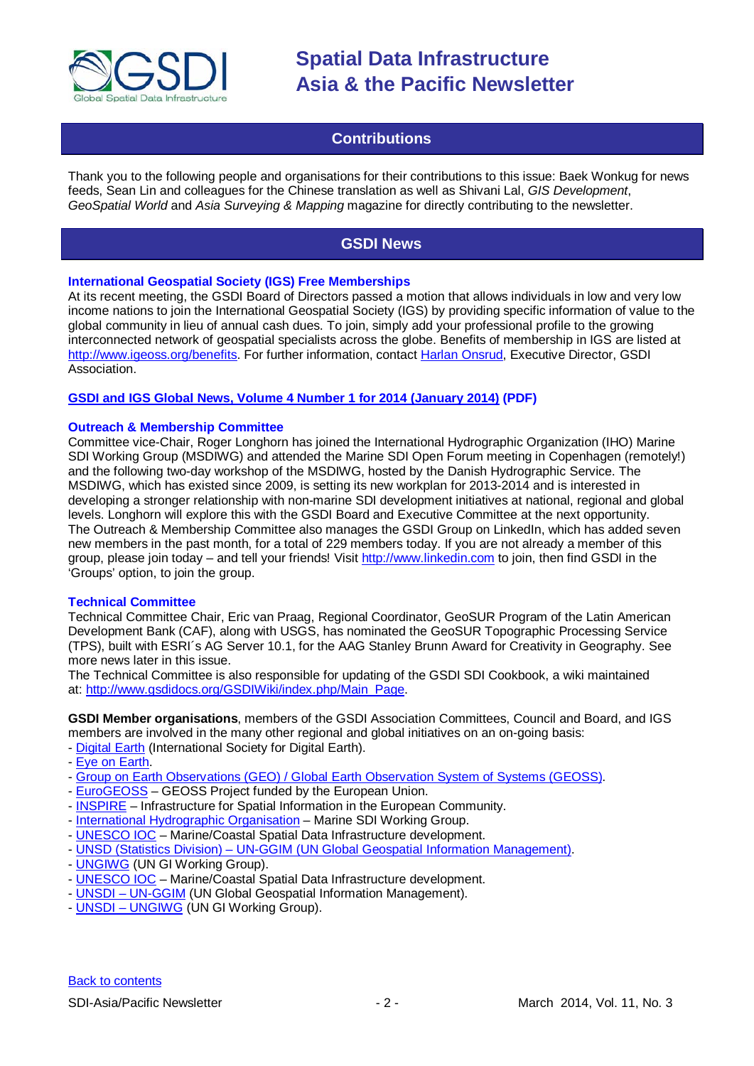## Contributions

Thank you to the following people and organisations for their contributions to this issue: Baek Wonkug for news feeds, Sean Lin and colleagues for the Chinese translation as well as Shivani Lal, *GIS Development*, *GeoSpatial World* and *Asia Surveying & Mapping* magazine for directly contributing to the newsletter.

## GSDI News

### International Geospatial Society (IGS) Free Memberships

At its recent meeting, the GSDI Board of Directors passed a motion that allows individuals in low and very low income nations to join the International Geospatial Society (IGS) by providing specific information of value to the global community in lieu of annual cash dues. To join, simply add your professional profile to the growing interconnected network of geospatial specialists across the globe. Benefits of membership in IGS are listed at http://www.igeoss.org/benefits. For further information, contact Harlan Onsrud, Executive Director, GSDI Association.

**GSDI and IGS Global News, Volume 4 Number 1 for 2014 (January 2014) (PDF)**

### Outreach & Membership Committee

Committee vice-Chair, Roger Longhorn has joined the International Hydrographic Organization (IHO) Marine SDI Working Group (MSDIWG) and attended the Marine SDI Open Forum meeting in Copenhagen (remotely!) and the following two-day workshop of the MSDIWG, hosted by the Danish Hydrographic Service. The MSDIWG, which has existed since 2009, is setting its new workplan for 2013-2014 and is interested in developing a stronger relationship with non-marine SDI development initiatives at national, regional and global levels. Longhorn will explore this with the GSDI Board and Executive Committee at the next opportunity.
The Outreach & Membership Committee also manages the GSDI Group on LinkedIn, which has added seven new members in the past month, for a total of 229 members today. If you are not already a member of this group, please join today – and tell your friends! Visit http://www.linkedin.com to join, then find GSDI in the 'Groups' option, to join the group.

### Technical Committee

Technical Committee Chair, Eric van Praag, Regional Coordinator, GeoSUR Program of the Latin American Development Bank (CAF), along with USGS, has nominated the GeoSUR Topographic Processing Service (TPS), built with ESRI´s AG Server 10.1, for the AAG Stanley Brunn Award for Creativity in Geography. See more news later in this issue.
The Technical Committee is also responsible for updating of the GSDI SDI Cookbook, a wiki maintained at: http://www.gsdidocs.org/GSDIWiki/index.php/Main_Page.

**GSDI Member organisations**, members of the GSDI Association Committees, Council and Board, and IGS members are involved in the many other regional and global initiatives on an on-going basis:

- Digital Earth (International Society for Digital Earth).
- Eye on Earth.
- Group on Earth Observations (GEO) / Global Earth Observation System of Systems (GEOSS).
- EuroGEOSS – GEOSS Project funded by the European Union.
- INSPIRE – Infrastructure for Spatial Information in the European Community.
- International Hydrographic Organisation – Marine SDI Working Group.
- UNESCO IOC – Marine/Coastal Spatial Data Infrastructure development.
- UNSD (Statistics Division) – UN-GGIM (UN Global Geospatial Information Management).
- UNGIWG (UN GI Working Group).
- UNESCO IOC – Marine/Coastal Spatial Data Infrastructure development.
- UNSDI – UN-GGIM (UN Global Geospatial Information Management).
- UNSDI – UNGIWG (UN GI Working Group).

Back to contents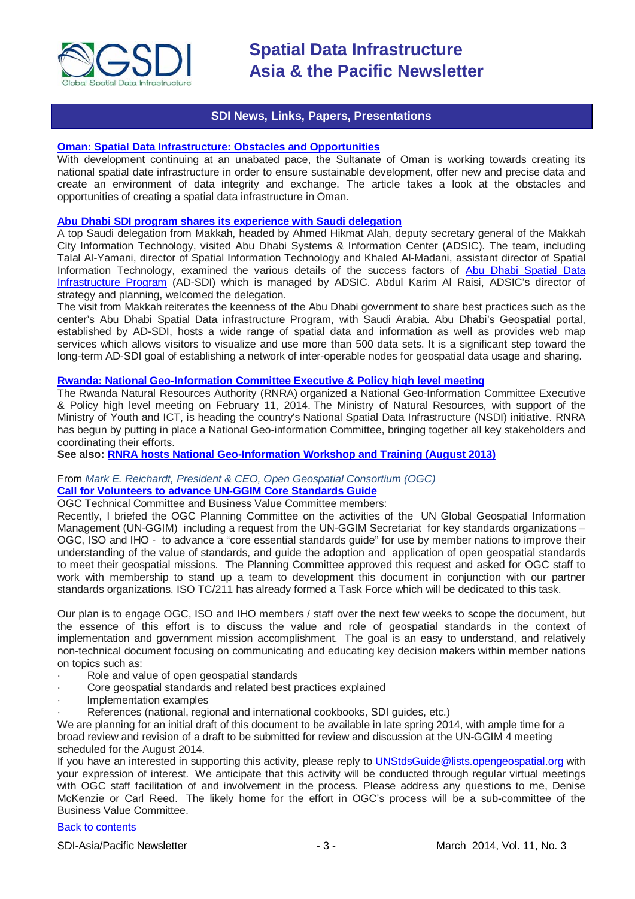## SDI News, Links, Papers, Presentations

**Oman: Spatial Data Infrastructure: Obstacles and Opportunities**
With development continuing at an unabated pace, the Sultanate of Oman is working towards creating its national spatial date infrastructure in order to ensure sustainable development, offer new and precise data and create an environment of data integrity and exchange. The article takes a look at the obstacles and opportunities of creating a spatial data infrastructure in Oman.

**Abu Dhabi SDI program shares its experience with Saudi delegation**
A top Saudi delegation from Makkah, headed by Ahmed Hikmat Alah, deputy secretary general of the Makkah City Information Technology, visited Abu Dhabi Systems & Information Center (ADSIC). The team, including Talal Al-Yamani, director of Spatial Information Technology and Khaled Al-Madani, assistant director of Spatial Information Technology, examined the various details of the success factors of Abu Dhabi Spatial Data Infrastructure Program (AD-SDI) which is managed by ADSIC. Abdul Karim Al Raisi, ADSIC's director of strategy and planning, welcomed the delegation.
The visit from Makkah reiterates the keenness of the Abu Dhabi government to share best practices such as the center's Abu Dhabi Spatial Data infrastructure Program, with Saudi Arabia. Abu Dhabi's Geospatial portal, established by AD-SDI, hosts a wide range of spatial data and information as well as provides web map services which allows visitors to visualize and use more than 500 data sets. It is a significant step toward the long-term AD-SDI goal of establishing a network of inter-operable nodes for geospatial data usage and sharing.

**Rwanda: National Geo-Information Committee Executive & Policy high level meeting**
The Rwanda Natural Resources Authority (RNRA) organized a National Geo-Information Committee Executive & Policy high level meeting on February 11, 2014. The Ministry of Natural Resources, with support of the Ministry of Youth and ICT, is heading the country's National Spatial Data Infrastructure (NSDI) initiative. RNRA has begun by putting in place a National Geo-information Committee, bringing together all key stakeholders and coordinating their efforts.
**See also: RNRA hosts National Geo-Information Workshop and Training (August 2013)**

From *Mark E. Reichardt, President & CEO, Open Geospatial Consortium (OGC)*
**Call for Volunteers to advance UN-GGIM Core Standards Guide**
OGC Technical Committee and Business Value Committee members:
Recently, I briefed the OGC Planning Committee on the activities of the UN Global Geospatial Information Management (UN-GGIM) including a request from the UN-GGIM Secretariat for key standards organizations – OGC, ISO and IHO - to advance a "core essential standards guide" for use by member nations to improve their understanding of the value of standards, and guide the adoption and application of open geospatial standards to meet their geospatial missions. The Planning Committee approved this request and asked for OGC staff to work with membership to stand up a team to development this document in conjunction with our partner standards organizations. ISO TC/211 has already formed a Task Force which will be dedicated to this task.

Our plan is to engage OGC, ISO and IHO members / staff over the next few weeks to scope the document, but the essence of this effort is to discuss the value and role of geospatial standards in the context of implementation and government mission accomplishment. The goal is an easy to understand, and relatively non-technical document focusing on communicating and educating key decision makers within member nations on topics such as:

- Role and value of open geospatial standards
- Core geospatial standards and related best practices explained
- Implementation examples
- References (national, regional and international cookbooks, SDI guides, etc.)

We are planning for an initial draft of this document to be available in late spring 2014, with ample time for a broad review and revision of a draft to be submitted for review and discussion at the UN-GGIM 4 meeting scheduled for the August 2014.
If you have an interested in supporting this activity, please reply to UNStdsGuide@lists.opengeospatial.org with your expression of interest. We anticipate that this activity will be conducted through regular virtual meetings with OGC staff facilitation of and involvement in the process. Please address any questions to me, Denise McKenzie or Carl Reed. The likely home for the effort in OGC's process will be a sub-committee of the Business Value Committee.

Back to contents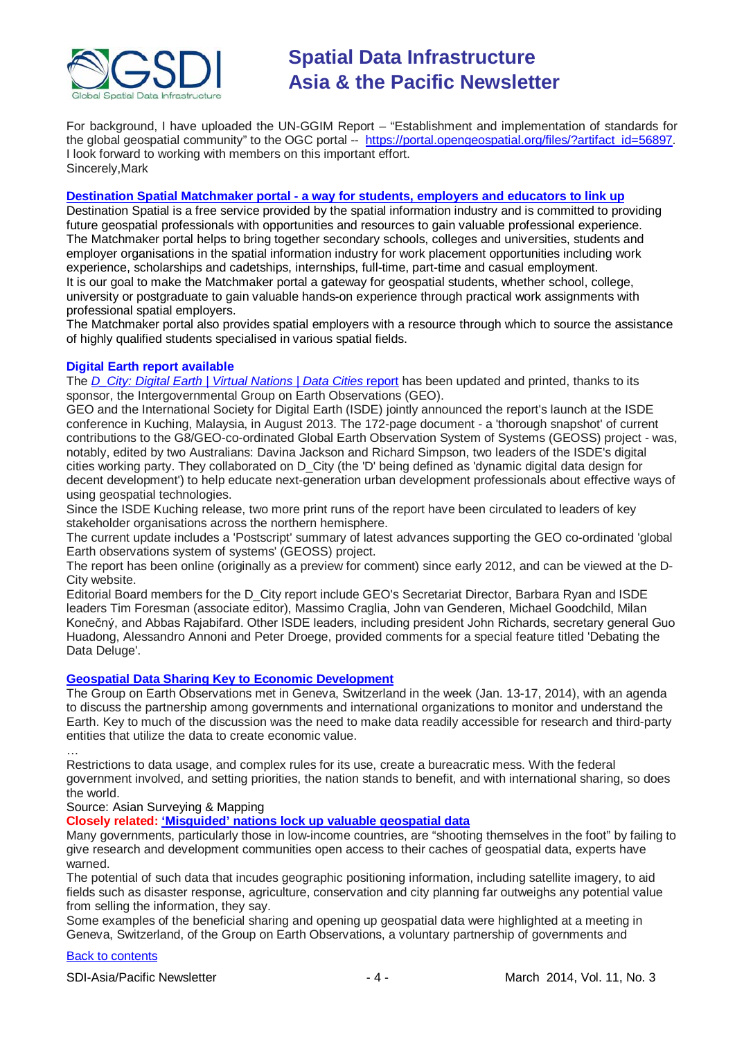For background, I have uploaded the UN-GGIM Report – "Establishment and implementation of standards for the global geospatial community" to the OGC portal -- [https://portal.opengeospatial.org/files/?artifact_id=56897](https://portal.opengeospatial.org/files/?artifact_id=56897). I look forward to working with members on this important effort.
Sincerely,Mark

### [Destination Spatial Matchmaker portal - a way for students, employers and educators to link up]()

Destination Spatial is a free service provided by the spatial information industry and is committed to providing future geospatial professionals with opportunities and resources to gain valuable professional experience.
The Matchmaker portal helps to bring together secondary schools, colleges and universities, students and employer organisations in the spatial information industry for work placement opportunities including work experience, scholarships and cadetships, internships, full-time, part-time and casual employment.
It is our goal to make the Matchmaker portal a gateway for geospatial students, whether school, college, university or postgraduate to gain valuable hands-on experience through practical work assignments with professional spatial employers.
The Matchmaker portal also provides spatial employers with a resource through which to source the assistance of highly qualified students specialised in various spatial fields.

### Digital Earth report available

The [*D_City: Digital Earth | Virtual Nations | Data Cities* report]() has been updated and printed, thanks to its sponsor, the Intergovernmental Group on Earth Observations (GEO).
GEO and the International Society for Digital Earth (ISDE) jointly announced the report's launch at the ISDE conference in Kuching, Malaysia, in August 2013. The 172-page document - a 'thorough snapshot' of current contributions to the G8/GEO-co-ordinated Global Earth Observation System of Systems (GEOSS) project - was, notably, edited by two Australians: Davina Jackson and Richard Simpson, two leaders of the ISDE's digital cities working party. They collaborated on D_City (the 'D' being defined as 'dynamic digital data design for decent development') to help educate next-generation urban development professionals about effective ways of using geospatial technologies.
Since the ISDE Kuching release, two more print runs of the report have been circulated to leaders of key stakeholder organisations across the northern hemisphere.
The current update includes a 'Postscript' summary of latest advances supporting the GEO co-ordinated 'global Earth observations system of systems' (GEOSS) project.
The report has been online (originally as a preview for comment) since early 2012, and can be viewed at the D-City website.
Editorial Board members for the D_City report include GEO's Secretariat Director, Barbara Ryan and ISDE leaders Tim Foresman (associate editor), Massimo Craglia, John van Genderen, Michael Goodchild, Milan Konečný, and Abbas Rajabifard. Other ISDE leaders, including president John Richards, secretary general Guo Huadong, Alessandro Annoni and Peter Droege, provided comments for a special feature titled 'Debating the Data Deluge'.

### [Geospatial Data Sharing Key to Economic Development]()

The Group on Earth Observations met in Geneva, Switzerland in the week (Jan. 13-17, 2014), with an agenda to discuss the partnership among governments and international organizations to monitor and understand the Earth. Key to much of the discussion was the need to make data readily accessible for research and third-party entities that utilize the data to create economic value.
…
Restrictions to data usage, and complex rules for its use, create a bureacratic mess. With the federal government involved, and setting priorities, the nation stands to benefit, and with international sharing, so does the world.
Source: Asian Surveying & Mapping

**Closely related: [**'Misguided' nations lock up valuable geospatial data**]()**

Many governments, particularly those in low-income countries, are "shooting themselves in the foot" by failing to give research and development communities open access to their caches of geospatial data, experts have warned.
The potential of such data that incudes geographic positioning information, including satellite imagery, to aid fields such as disaster response, agriculture, conservation and city planning far outweighs any potential value from selling the information, they say.
Some examples of the beneficial sharing and opening up geospatial data were highlighted at a meeting in Geneva, Switzerland, of the Group on Earth Observations, a voluntary partnership of governments and

[Back to contents]()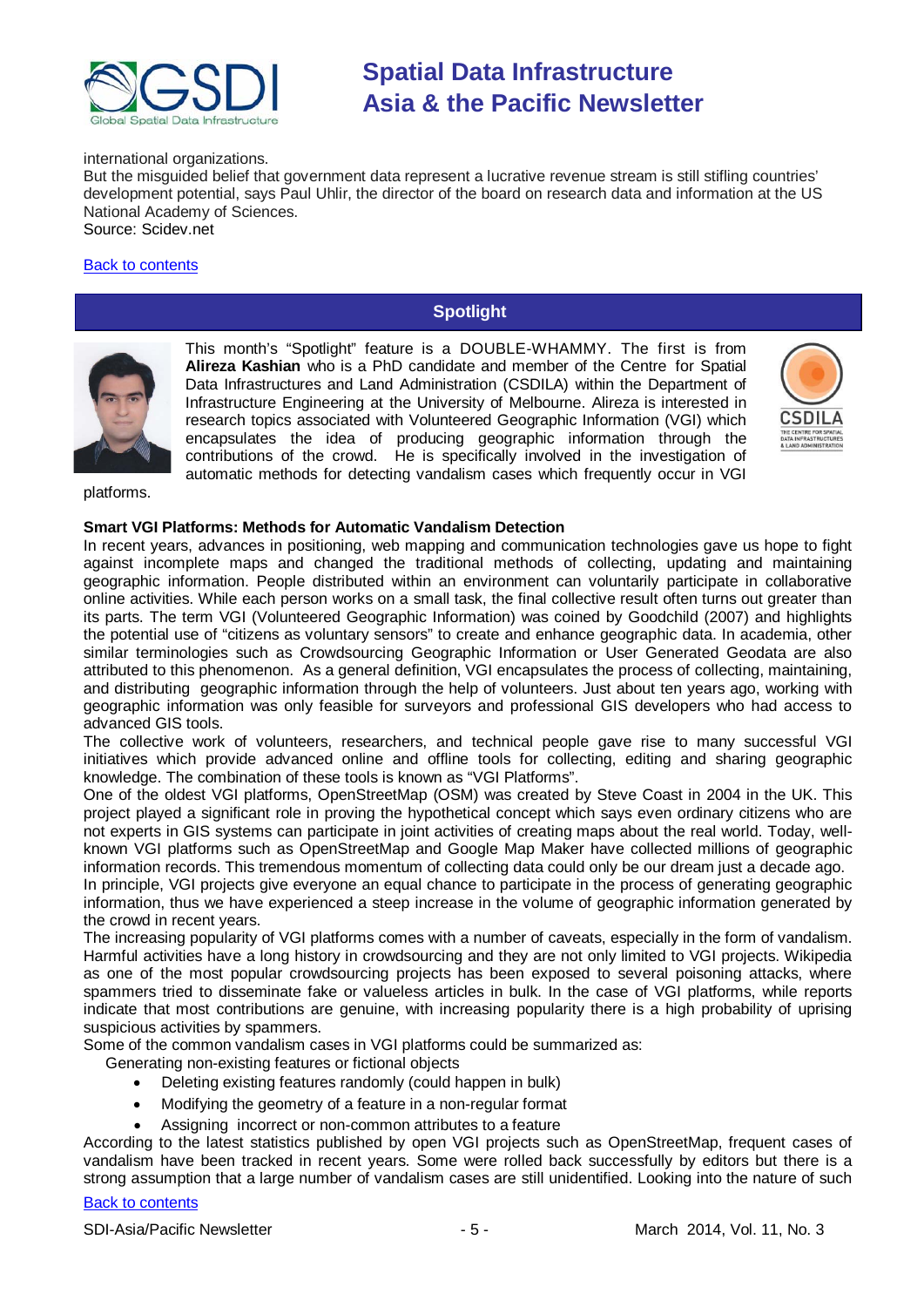international organizations.
But the misguided belief that government data represent a lucrative revenue stream is still stifling countries' development potential, says Paul Uhlir, the director of the board on research data and information at the US National Academy of Sciences.
Source: Scidev.net

Back to contents

## Spotlight

This month's "Spotlight" feature is a DOUBLE-WHAMMY. The first is from **Alireza Kashian** who is a PhD candidate and member of the Centre for Spatial Data Infrastructures and Land Administration (CSDILA) within the Department of Infrastructure Engineering at the University of Melbourne. Alireza is interested in research topics associated with Volunteered Geographic Information (VGI) which encapsulates the idea of producing geographic information through the contributions of the crowd. He is specifically involved in the investigation of automatic methods for detecting vandalism cases which frequently occur in VGI platforms.

**Smart VGI Platforms: Methods for Automatic Vandalism Detection**

In recent years, advances in positioning, web mapping and communication technologies gave us hope to fight against incomplete maps and changed the traditional methods of collecting, updating and maintaining geographic information. People distributed within an environment can voluntarily participate in collaborative online activities. While each person works on a small task, the final collective result often turns out greater than its parts. The term VGI (Volunteered Geographic Information) was coined by Goodchild (2007) and highlights the potential use of "citizens as voluntary sensors" to create and enhance geographic data. In academia, other similar terminologies such as Crowdsourcing Geographic Information or User Generated Geodata are also attributed to this phenomenon. As a general definition, VGI encapsulates the process of collecting, maintaining, and distributing geographic information through the help of volunteers. Just about ten years ago, working with geographic information was only feasible for surveyors and professional GIS developers who had access to advanced GIS tools.

The collective work of volunteers, researchers, and technical people gave rise to many successful VGI initiatives which provide advanced online and offline tools for collecting, editing and sharing geographic knowledge. The combination of these tools is known as "VGI Platforms".

One of the oldest VGI platforms, OpenStreetMap (OSM) was created by Steve Coast in 2004 in the UK. This project played a significant role in proving the hypothetical concept which says even ordinary citizens who are not experts in GIS systems can participate in joint activities of creating maps about the real world. Today, well-known VGI platforms such as OpenStreetMap and Google Map Maker have collected millions of geographic information records. This tremendous momentum of collecting data could only be our dream just a decade ago.

In principle, VGI projects give everyone an equal chance to participate in the process of generating geographic information, thus we have experienced a steep increase in the volume of geographic information generated by the crowd in recent years.

The increasing popularity of VGI platforms comes with a number of caveats, especially in the form of vandalism. Harmful activities have a long history in crowdsourcing and they are not only limited to VGI projects. Wikipedia as one of the most popular crowdsourcing projects has been exposed to several poisoning attacks, where spammers tried to disseminate fake or valueless articles in bulk. In the case of VGI platforms, while reports indicate that most contributions are genuine, with increasing popularity there is a high probability of uprising suspicious activities by spammers.

Some of the common vandalism cases in VGI platforms could be summarized as:

Generating non-existing features or fictional objects

- Deleting existing features randomly (could happen in bulk)
- Modifying the geometry of a feature in a non-regular format
- Assigning incorrect or non-common attributes to a feature

According to the latest statistics published by open VGI projects such as OpenStreetMap, frequent cases of vandalism have been tracked in recent years. Some were rolled back successfully by editors but there is a strong assumption that a large number of vandalism cases are still unidentified. Looking into the nature of such

Back to contents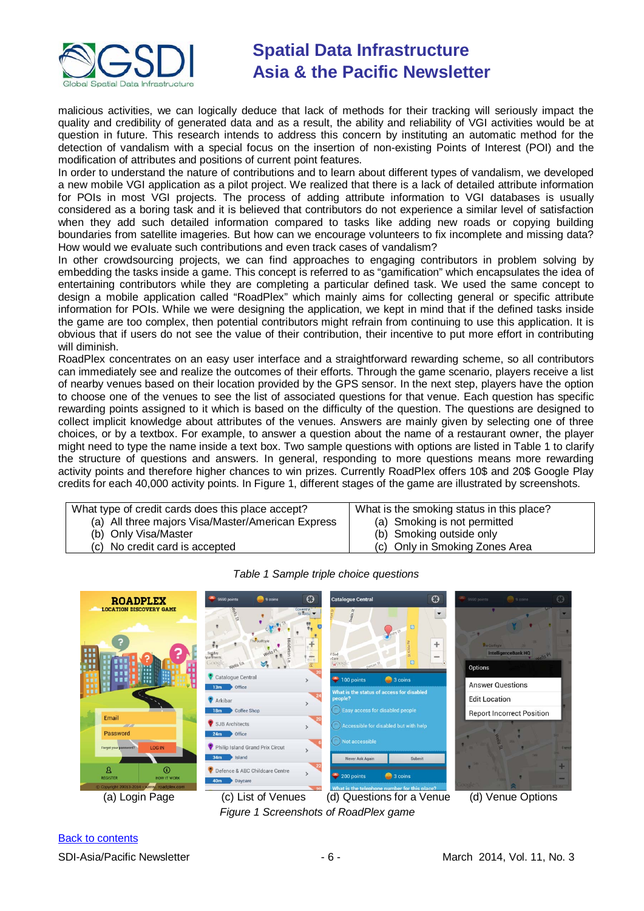malicious activities, we can logically deduce that lack of methods for their tracking will seriously impact the quality and credibility of generated data and as a result, the ability and reliability of VGI activities would be at question in future. This research intends to address this concern by instituting an automatic method for the detection of vandalism with a special focus on the insertion of non-existing Points of Interest (POI) and the modification of attributes and positions of current point features.

In order to understand the nature of contributions and to learn about different types of vandalism, we developed a new mobile VGI application as a pilot project. We realized that there is a lack of detailed attribute information for POIs in most VGI projects. The process of adding attribute information to VGI databases is usually considered as a boring task and it is believed that contributors do not experience a similar level of satisfaction when they add such detailed information compared to tasks like adding new roads or copying building boundaries from satellite imageries. But how can we encourage volunteers to fix incomplete and missing data? How would we evaluate such contributions and even track cases of vandalism?

In other crowdsourcing projects, we can find approaches to engaging contributors in problem solving by embedding the tasks inside a game. This concept is referred to as "gamification" which encapsulates the idea of entertaining contributors while they are completing a particular defined task. We used the same concept to design a mobile application called "RoadPlex" which mainly aims for collecting general or specific attribute information for POIs. While we were designing the application, we kept in mind that if the defined tasks inside the game are too complex, then potential contributors might refrain from continuing to use this application. It is obvious that if users do not see the value of their contribution, their incentive to put more effort in contributing will diminish.

RoadPlex concentrates on an easy user interface and a straightforward rewarding scheme, so all contributors can immediately see and realize the outcomes of their efforts. Through the game scenario, players receive a list of nearby venues based on their location provided by the GPS sensor. In the next step, players have the option to choose one of the venues to see the list of associated questions for that venue. Each question has specific rewarding points assigned to it which is based on the difficulty of the question. The questions are designed to collect implicit knowledge about attributes of the venues. Answers are mainly given by selecting one of three choices, or by a textbox. For example, to answer a question about the name of a restaurant owner, the player might need to type the name inside a text box. Two sample questions with options are listed in Table 1 to clarify the structure of questions and answers. In general, responding to more questions means more rewarding activity points and therefore higher chances to win prizes. Currently RoadPlex offers 10$ and 20$ Google Play credits for each 40,000 activity points. In Figure 1, different stages of the game are illustrated by screenshots.

| What type of credit cards does this place accept? | What is the smoking status in this place? |
|---|---|
| (a) All three majors Visa/Master/American Express | (a) Smoking is not permitted |
| (b) Only Visa/Master | (b) Smoking outside only |
| (c) No credit card is accepted | (c) Only in Smoking Zones Area |

*Table 1 Sample triple choice questions*

(a) Login Page (c) List of Venues (d) Questions for a Venue (d) Venue Options

*Figure 1 Screenshots of RoadPlex game*

[Back to contents](#)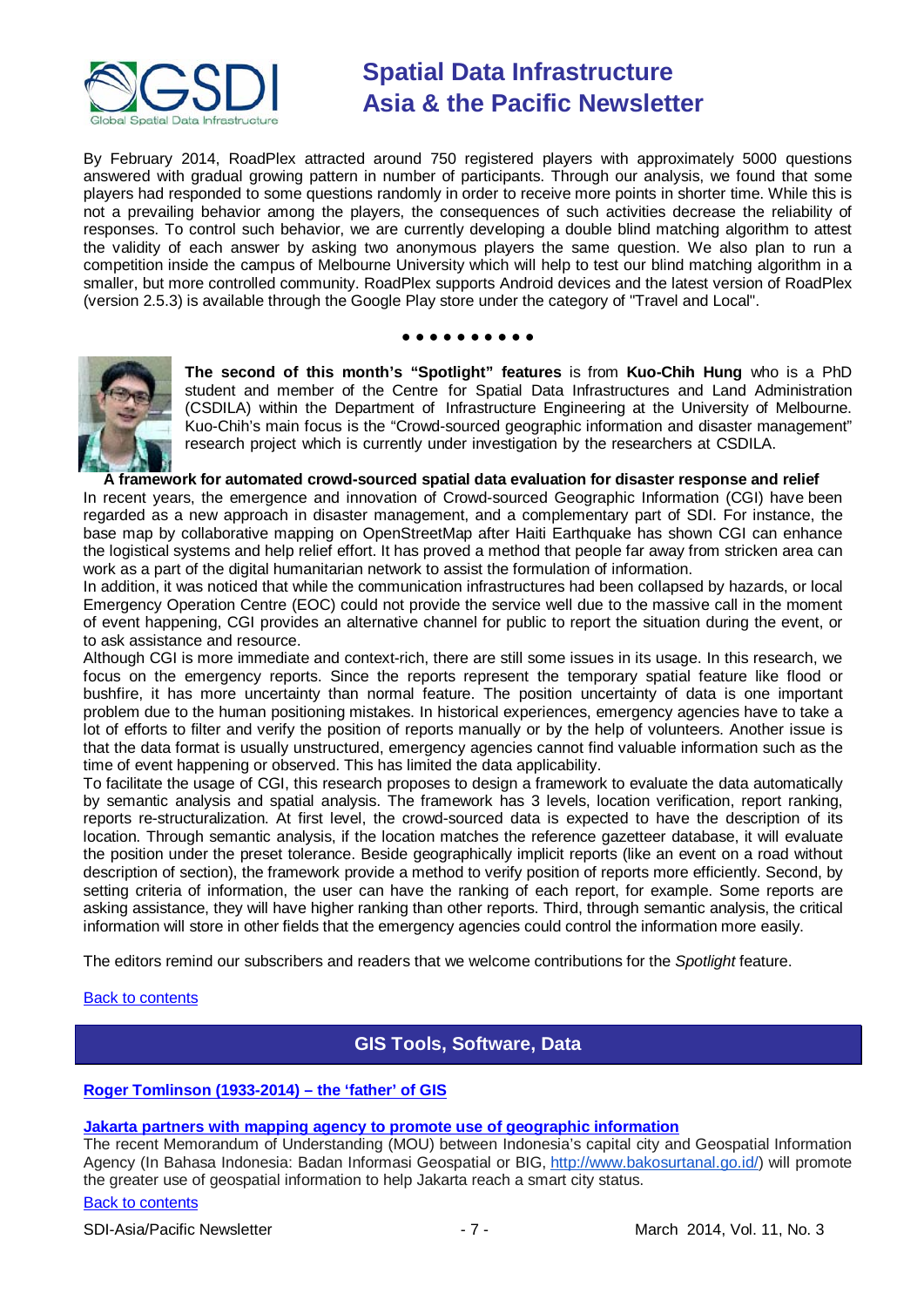By February 2014, RoadPlex attracted around 750 registered players with approximately 5000 questions answered with gradual growing pattern in number of participants. Through our analysis, we found that some players had responded to some questions randomly in order to receive more points in shorter time. While this is not a prevailing behavior among the players, the consequences of such activities decrease the reliability of responses. To control such behavior, we are currently developing a double blind matching algorithm to attest the validity of each answer by asking two anonymous players the same question. We also plan to run a competition inside the campus of Melbourne University which will help to test our blind matching algorithm in a smaller, but more controlled community. RoadPlex supports Android devices and the latest version of RoadPlex (version 2.5.3) is available through the Google Play store under the category of "Travel and Local".

● ● ● ● ● ● ● ● ● ●

**The second of this month's "Spotlight" features** is from **Kuo-Chih Hung** who is a PhD student and member of the Centre for Spatial Data Infrastructures and Land Administration (CSDILA) within the Department of Infrastructure Engineering at the University of Melbourne. Kuo-Chih's main focus is the "Crowd-sourced geographic information and disaster management" research project which is currently under investigation by the researchers at CSDILA.

**A framework for automated crowd-sourced spatial data evaluation for disaster response and relief**

In recent years, the emergence and innovation of Crowd-sourced Geographic Information (CGI) have been regarded as a new approach in disaster management, and a complementary part of SDI. For instance, the base map by collaborative mapping on OpenStreetMap after Haiti Earthquake has shown CGI can enhance the logistical systems and help relief effort. It has proved a method that people far away from stricken area can work as a part of the digital humanitarian network to assist the formulation of information.

In addition, it was noticed that while the communication infrastructures had been collapsed by hazards, or local Emergency Operation Centre (EOC) could not provide the service well due to the massive call in the moment of event happening, CGI provides an alternative channel for public to report the situation during the event, or to ask assistance and resource.

Although CGI is more immediate and context-rich, there are still some issues in its usage. In this research, we focus on the emergency reports. Since the reports represent the temporary spatial feature like flood or bushfire, it has more uncertainty than normal feature. The position uncertainty of data is one important problem due to the human positioning mistakes. In historical experiences, emergency agencies have to take a lot of efforts to filter and verify the position of reports manually or by the help of volunteers. Another issue is that the data format is usually unstructured, emergency agencies cannot find valuable information such as the time of event happening or observed. This has limited the data applicability.

To facilitate the usage of CGI, this research proposes to design a framework to evaluate the data automatically by semantic analysis and spatial analysis. The framework has 3 levels, location verification, report ranking, reports re-structuralization. At first level, the crowd-sourced data is expected to have the description of its location. Through semantic analysis, if the location matches the reference gazetteer database, it will evaluate the position under the preset tolerance. Beside geographically implicit reports (like an event on a road without description of section), the framework provide a method to verify position of reports more efficiently. Second, by setting criteria of information, the user can have the ranking of each report, for example. Some reports are asking assistance, they will have higher ranking than other reports. Third, through semantic analysis, the critical information will store in other fields that the emergency agencies could control the information more easily.

The editors remind our subscribers and readers that we welcome contributions for the *Spotlight* feature.

Back to contents

## GIS Tools, Software, Data

**Roger Tomlinson (1933-2014) – the 'father' of GIS**

**Jakarta partners with mapping agency to promote use of geographic information**

The recent Memorandum of Understanding (MOU) between Indonesia's capital city and Geospatial Information Agency (In Bahasa Indonesia: Badan Informasi Geospatial or BIG, http://www.bakosurtanal.go.id/) will promote the greater use of geospatial information to help Jakarta reach a smart city status.

Back to contents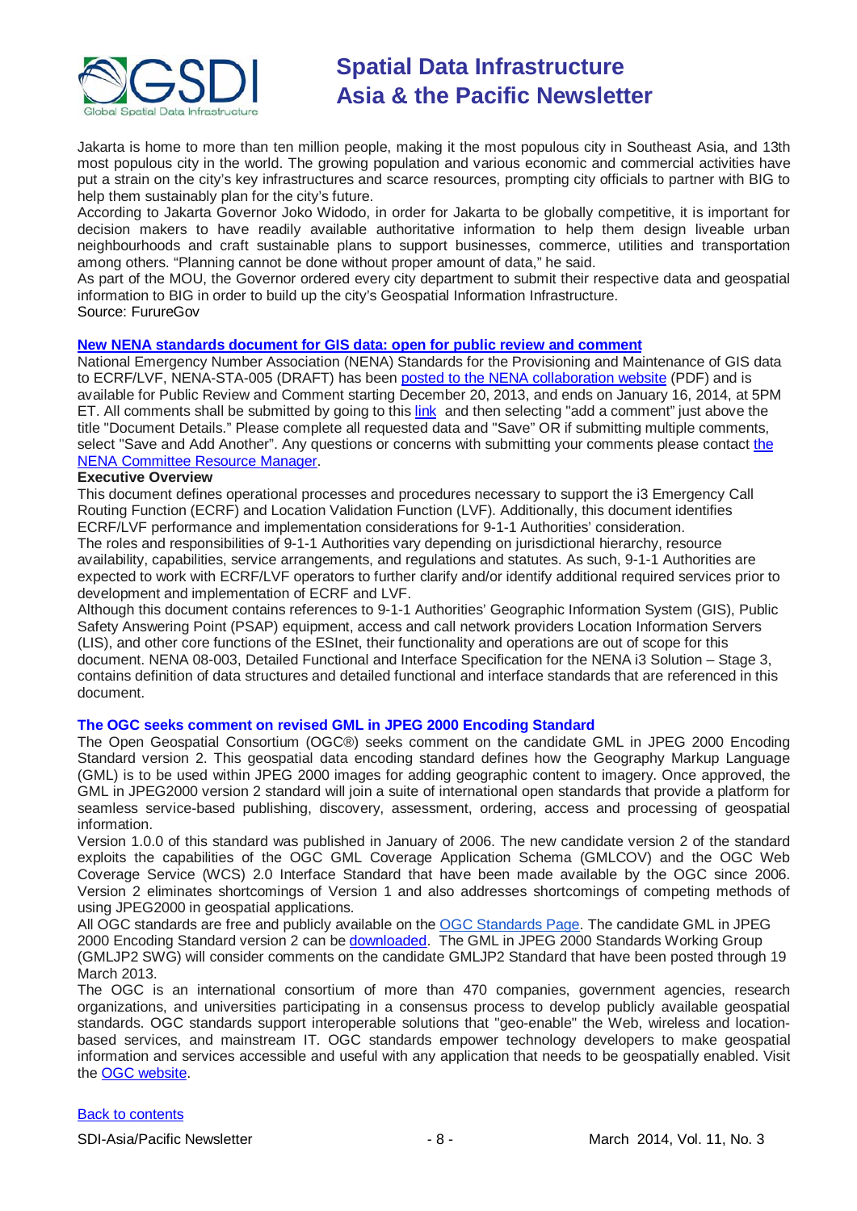Jakarta is home to more than ten million people, making it the most populous city in Southeast Asia, and 13th most populous city in the world. The growing population and various economic and commercial activities have put a strain on the city's key infrastructures and scarce resources, prompting city officials to partner with BIG to help them sustainably plan for the city's future.

According to Jakarta Governor Joko Widodo, in order for Jakarta to be globally competitive, it is important for decision makers to have readily available authoritative information to help them design liveable urban neighbourhoods and craft sustainable plans to support businesses, commerce, utilities and transportation among others. "Planning cannot be done without proper amount of data," he said.

As part of the MOU, the Governor ordered every city department to submit their respective data and geospatial information to BIG in order to build up the city's Geospatial Information Infrastructure.

Source: FurureGov

### New NENA standards document for GIS data: open for public review and comment

National Emergency Number Association (NENA) Standards for the Provisioning and Maintenance of GIS data to ECRF/LVF, NENA-STA-005 (DRAFT) has been posted to the NENA collaboration website (PDF) and is available for Public Review and Comment starting December 20, 2013, and ends on January 16, 2014, at 5PM ET. All comments shall be submitted by going to this link and then selecting "add a comment" just above the title "Document Details." Please complete all requested data and "Save" OR if submitting multiple comments, select "Save and Add Another". Any questions or concerns with submitting your comments please contact the NENA Committee Resource Manager.

**Executive Overview**

This document defines operational processes and procedures necessary to support the i3 Emergency Call Routing Function (ECRF) and Location Validation Function (LVF). Additionally, this document identifies ECRF/LVF performance and implementation considerations for 9-1-1 Authorities' consideration.

The roles and responsibilities of 9-1-1 Authorities vary depending on jurisdictional hierarchy, resource availability, capabilities, service arrangements, and regulations and statutes. As such, 9-1-1 Authorities are expected to work with ECRF/LVF operators to further clarify and/or identify additional required services prior to development and implementation of ECRF and LVF.

Although this document contains references to 9-1-1 Authorities' Geographic Information System (GIS), Public Safety Answering Point (PSAP) equipment, access and call network providers Location Information Servers (LIS), and other core functions of the ESInet, their functionality and operations are out of scope for this document. NENA 08-003, Detailed Functional and Interface Specification for the NENA i3 Solution – Stage 3, contains definition of data structures and detailed functional and interface standards that are referenced in this document.

### The OGC seeks comment on revised GML in JPEG 2000 Encoding Standard

The Open Geospatial Consortium (OGC®) seeks comment on the candidate GML in JPEG 2000 Encoding Standard version 2. This geospatial data encoding standard defines how the Geography Markup Language (GML) is to be used within JPEG 2000 images for adding geographic content to imagery. Once approved, the GML in JPEG2000 version 2 standard will join a suite of international open standards that provide a platform for seamless service-based publishing, discovery, assessment, ordering, access and processing of geospatial information.

Version 1.0.0 of this standard was published in January of 2006. The new candidate version 2 of the standard exploits the capabilities of the OGC GML Coverage Application Schema (GMLCOV) and the OGC Web Coverage Service (WCS) 2.0 Interface Standard that have been made available by the OGC since 2006. Version 2 eliminates shortcomings of Version 1 and also addresses shortcomings of competing methods of using JPEG2000 in geospatial applications.

All OGC standards are free and publicly available on the OGC Standards Page. The candidate GML in JPEG 2000 Encoding Standard version 2 can be downloaded. The GML in JPEG 2000 Standards Working Group (GMLJP2 SWG) will consider comments on the candidate GMLJP2 Standard that have been posted through 19 March 2013.

The OGC is an international consortium of more than 470 companies, government agencies, research organizations, and universities participating in a consensus process to develop publicly available geospatial standards. OGC standards support interoperable solutions that "geo-enable" the Web, wireless and location-based services, and mainstream IT. OGC standards empower technology developers to make geospatial information and services accessible and useful with any application that needs to be geospatially enabled. Visit the OGC website.

Back to contents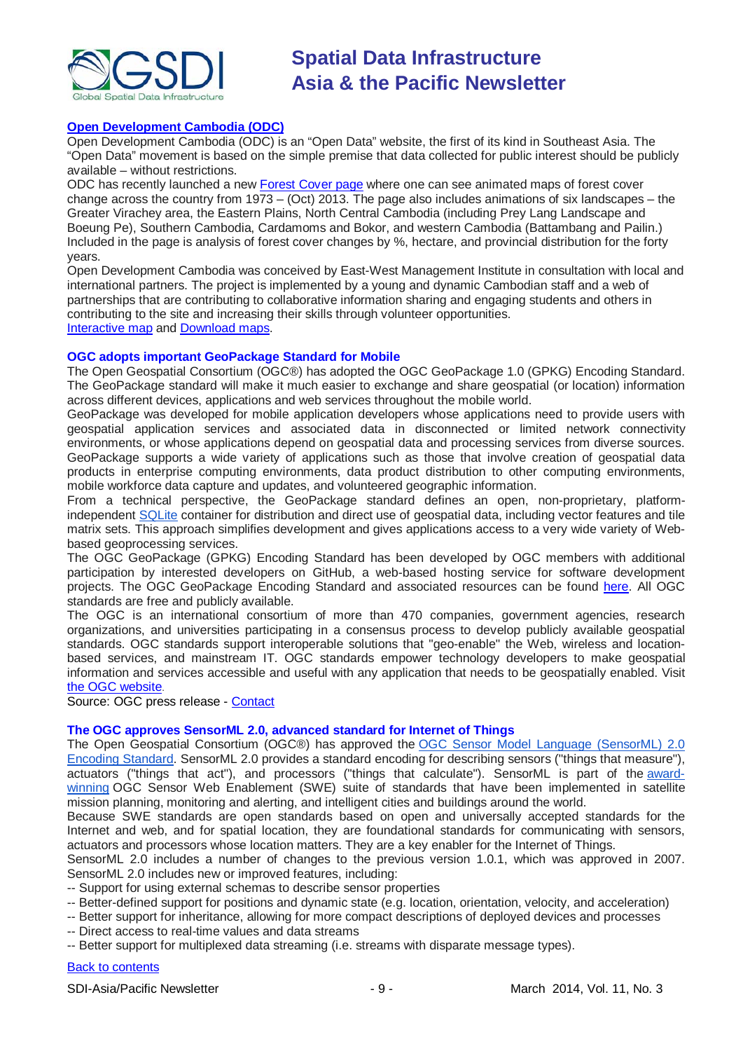### Open Development Cambodia (ODC)

Open Development Cambodia (ODC) is an "Open Data" website, the first of its kind in Southeast Asia. The "Open Data" movement is based on the simple premise that data collected for public interest should be publicly available – without restrictions.

ODC has recently launched a new Forest Cover page where one can see animated maps of forest cover change across the country from 1973 – (Oct) 2013. The page also includes animations of six landscapes – the Greater Virachey area, the Eastern Plains, North Central Cambodia (including Prey Lang Landscape and Boeung Pe), Southern Cambodia, Cardamoms and Bokor, and western Cambodia (Battambang and Pailin.) Included in the page is analysis of forest cover changes by %, hectare, and provincial distribution for the forty years.

Open Development Cambodia was conceived by East-West Management Institute in consultation with local and international partners. The project is implemented by a young and dynamic Cambodian staff and a web of partnerships that are contributing to collaborative information sharing and engaging students and others in contributing to the site and increasing their skills through volunteer opportunities.

Interactive map and Download maps.

### OGC adopts important GeoPackage Standard for Mobile

The Open Geospatial Consortium (OGC®) has adopted the OGC GeoPackage 1.0 (GPKG) Encoding Standard. The GeoPackage standard will make it much easier to exchange and share geospatial (or location) information across different devices, applications and web services throughout the mobile world.

GeoPackage was developed for mobile application developers whose applications need to provide users with geospatial application services and associated data in disconnected or limited network connectivity environments, or whose applications depend on geospatial data and processing services from diverse sources. GeoPackage supports a wide variety of applications such as those that involve creation of geospatial data products in enterprise computing environments, data product distribution to other computing environments, mobile workforce data capture and updates, and volunteered geographic information.

From a technical perspective, the GeoPackage standard defines an open, non-proprietary, platform-independent SQLite container for distribution and direct use of geospatial data, including vector features and tile matrix sets. This approach simplifies development and gives applications access to a very wide variety of Web-based geoprocessing services.

The OGC GeoPackage (GPKG) Encoding Standard has been developed by OGC members with additional participation by interested developers on GitHub, a web-based hosting service for software development projects. The OGC GeoPackage Encoding Standard and associated resources can be found here. All OGC standards are free and publicly available.

The OGC is an international consortium of more than 470 companies, government agencies, research organizations, and universities participating in a consensus process to develop publicly available geospatial standards. OGC standards support interoperable solutions that "geo-enable" the Web, wireless and location-based services, and mainstream IT. OGC standards empower technology developers to make geospatial information and services accessible and useful with any application that needs to be geospatially enabled. Visit the OGC website.

Source: OGC press release - Contact

### The OGC approves SensorML 2.0, advanced standard for Internet of Things

The Open Geospatial Consortium (OGC®) has approved the OGC Sensor Model Language (SensorML) 2.0 Encoding Standard. SensorML 2.0 provides a standard encoding for describing sensors ("things that measure"), actuators ("things that act"), and processors ("things that calculate"). SensorML is part of the award-winning OGC Sensor Web Enablement (SWE) suite of standards that have been implemented in satellite mission planning, monitoring and alerting, and intelligent cities and buildings around the world.

Because SWE standards are open standards based on open and universally accepted standards for the Internet and web, and for spatial location, they are foundational standards for communicating with sensors, actuators and processors whose location matters. They are a key enabler for the Internet of Things.

SensorML 2.0 includes a number of changes to the previous version 1.0.1, which was approved in 2007. SensorML 2.0 includes new or improved features, including:

-- Support for using external schemas to describe sensor properties
-- Better-defined support for positions and dynamic state (e.g. location, orientation, velocity, and acceleration)
-- Better support for inheritance, allowing for more compact descriptions of deployed devices and processes
-- Direct access to real-time values and data streams
-- Better support for multiplexed data streaming (i.e. streams with disparate message types).

Back to contents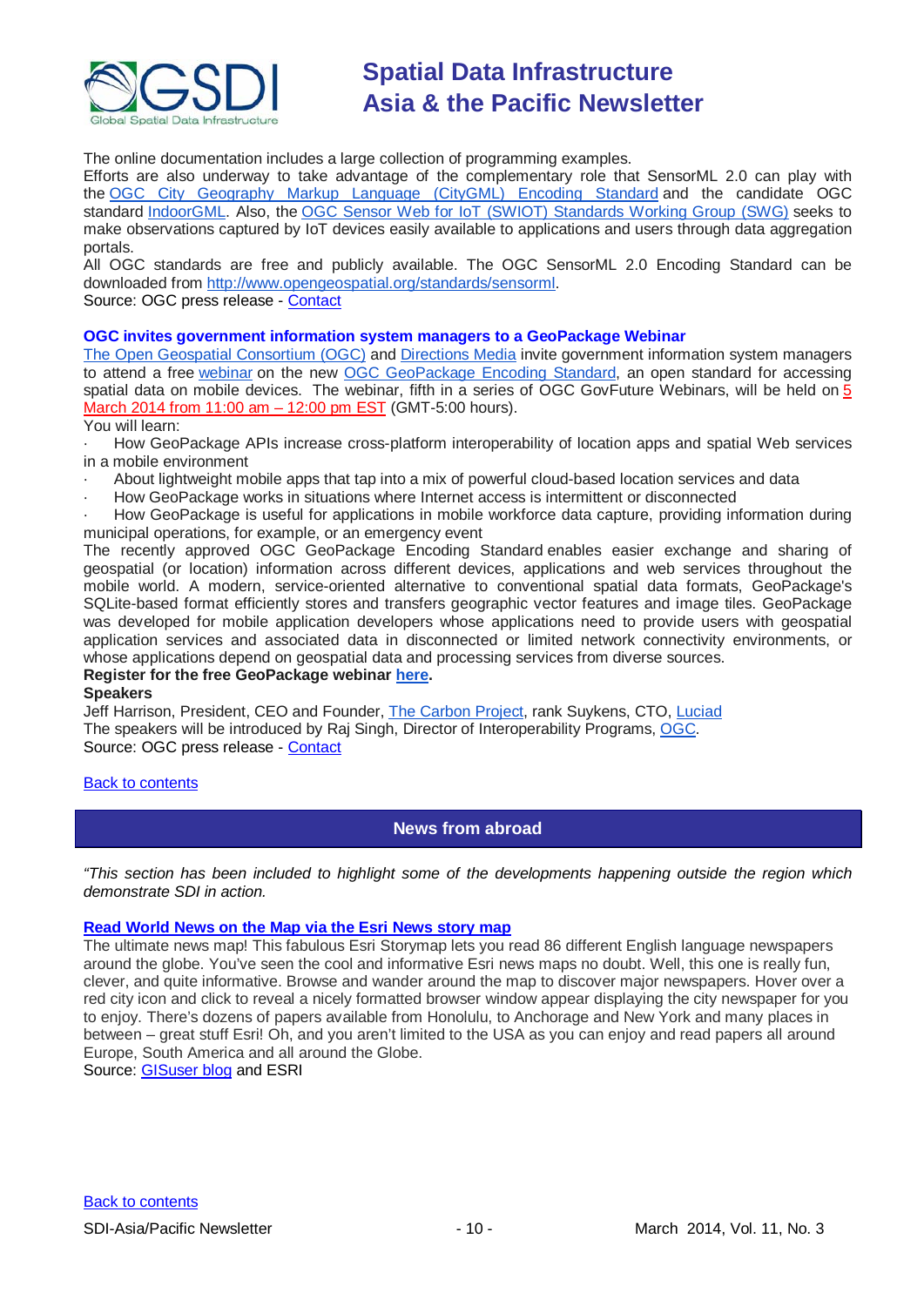The online documentation includes a large collection of programming examples.

Efforts are also underway to take advantage of the complementary role that SensorML 2.0 can play with the OGC City Geography Markup Language (CityGML) Encoding Standard and the candidate OGC standard IndoorGML. Also, the OGC Sensor Web for IoT (SWIOT) Standards Working Group (SWG) seeks to make observations captured by IoT devices easily available to applications and users through data aggregation portals.

All OGC standards are free and publicly available. The OGC SensorML 2.0 Encoding Standard can be downloaded from http://www.opengeospatial.org/standards/sensorml.

Source: OGC press release - Contact

### OGC invites government information system managers to a GeoPackage Webinar

The Open Geospatial Consortium (OGC) and Directions Media invite government information system managers to attend a free webinar on the new OGC GeoPackage Encoding Standard, an open standard for accessing spatial data on mobile devices. The webinar, fifth in a series of OGC GovFuture Webinars, will be held on 5 March 2014 from 11:00 am – 12:00 pm EST (GMT-5:00 hours).

You will learn:

- How GeoPackage APIs increase cross-platform interoperability of location apps and spatial Web services in a mobile environment
- About lightweight mobile apps that tap into a mix of powerful cloud-based location services and data
- How GeoPackage works in situations where Internet access is intermittent or disconnected
- How GeoPackage is useful for applications in mobile workforce data capture, providing information during municipal operations, for example, or an emergency event

The recently approved OGC GeoPackage Encoding Standard enables easier exchange and sharing of geospatial (or location) information across different devices, applications and web services throughout the mobile world. A modern, service-oriented alternative to conventional spatial data formats, GeoPackage's SQLite-based format efficiently stores and transfers geographic vector features and image tiles. GeoPackage was developed for mobile application developers whose applications need to provide users with geospatial application services and associated data in disconnected or limited network connectivity environments, or whose applications depend on geospatial data and processing services from diverse sources.

**Register for the free GeoPackage webinar here.**

**Speakers**

Jeff Harrison, President, CEO and Founder, The Carbon Project, rank Suykens, CTO, Luciad

The speakers will be introduced by Raj Singh, Director of Interoperability Programs, OGC.

Source: OGC press release - Contact

Back to contents

## News from abroad

*"This section has been included to highlight some of the developments happening outside the region which demonstrate SDI in action.*

### Read World News on the Map via the Esri News story map

The ultimate news map! This fabulous Esri Storymap lets you read 86 different English language newspapers around the globe. You've seen the cool and informative Esri news maps no doubt. Well, this one is really fun, clever, and quite informative. Browse and wander around the map to discover major newspapers. Hover over a red city icon and click to reveal a nicely formatted browser window appear displaying the city newspaper for you to enjoy. There's dozens of papers available from Honolulu, to Anchorage and New York and many places in between – great stuff Esri! Oh, and you aren't limited to the USA as you can enjoy and read papers all around Europe, South America and all around the Globe.

Source: GISuser blog and ESRI

Back to contents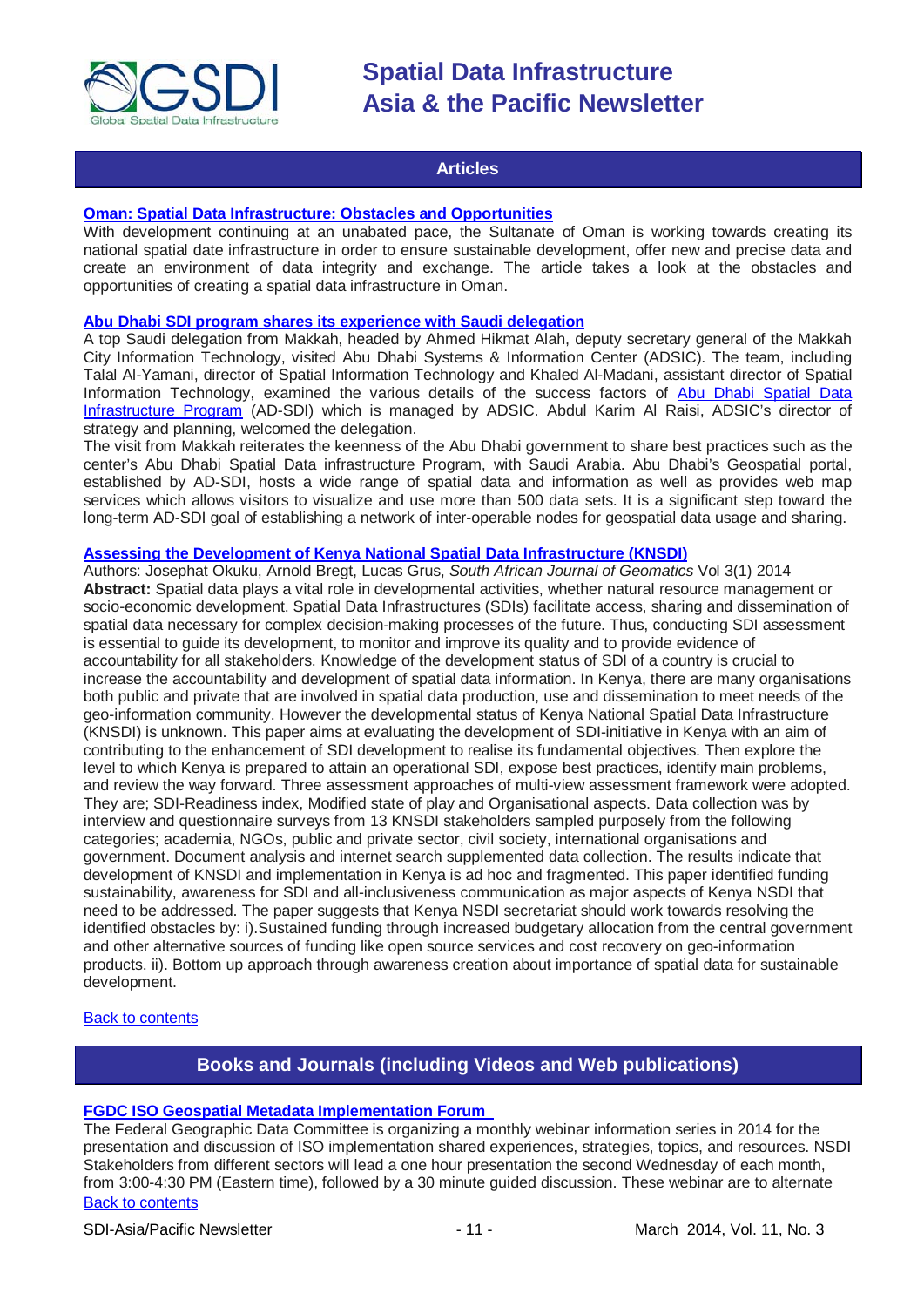## Articles

**[Oman: Spatial Data Infrastructure: Obstacles and Opportunities]**

With development continuing at an unabated pace, the Sultanate of Oman is working towards creating its national spatial date infrastructure in order to ensure sustainable development, offer new and precise data and create an environment of data integrity and exchange. The article takes a look at the obstacles and opportunities of creating a spatial data infrastructure in Oman.

**[Abu Dhabi SDI program shares its experience with Saudi delegation]**

A top Saudi delegation from Makkah, headed by Ahmed Hikmat Alah, deputy secretary general of the Makkah City Information Technology, visited Abu Dhabi Systems & Information Center (ADSIC). The team, including Talal Al-Yamani, director of Spatial Information Technology and Khaled Al-Madani, assistant director of Spatial Information Technology, examined the various details of the success factors of [Abu Dhabi Spatial Data Infrastructure Program] (AD-SDI) which is managed by ADSIC. Abdul Karim Al Raisi, ADSIC's director of strategy and planning, welcomed the delegation.

The visit from Makkah reiterates the keenness of the Abu Dhabi government to share best practices such as the center's Abu Dhabi Spatial Data infrastructure Program, with Saudi Arabia. Abu Dhabi's Geospatial portal, established by AD-SDI, hosts a wide range of spatial data and information as well as provides web map services which allows visitors to visualize and use more than 500 data sets. It is a significant step toward the long-term AD-SDI goal of establishing a network of inter-operable nodes for geospatial data usage and sharing.

**[Assessing the Development of Kenya National Spatial Data Infrastructure (KNSDI)]**

Authors: Josephat Okuku, Arnold Bregt, Lucas Grus, *South African Journal of Geomatics* Vol 3(1) 2014

**Abstract:** Spatial data plays a vital role in developmental activities, whether natural resource management or socio-economic development. Spatial Data Infrastructures (SDIs) facilitate access, sharing and dissemination of spatial data necessary for complex decision-making processes of the future. Thus, conducting SDI assessment is essential to guide its development, to monitor and improve its quality and to provide evidence of accountability for all stakeholders. Knowledge of the development status of SDI of a country is crucial to increase the accountability and development of spatial data information. In Kenya, there are many organisations both public and private that are involved in spatial data production, use and dissemination to meet needs of the geo-information community. However the developmental status of Kenya National Spatial Data Infrastructure (KNSDI) is unknown. This paper aims at evaluating the development of SDI-initiative in Kenya with an aim of contributing to the enhancement of SDI development to realise its fundamental objectives. Then explore the level to which Kenya is prepared to attain an operational SDI, expose best practices, identify main problems, and review the way forward. Three assessment approaches of multi-view assessment framework were adopted. They are; SDI-Readiness index, Modified state of play and Organisational aspects. Data collection was by interview and questionnaire surveys from 13 KNSDI stakeholders sampled purposely from the following categories; academia, NGOs, public and private sector, civil society, international organisations and government. Document analysis and internet search supplemented data collection. The results indicate that development of KNSDI and implementation in Kenya is ad hoc and fragmented. This paper identified funding sustainability, awareness for SDI and all-inclusiveness communication as major aspects of Kenya NSDI that need to be addressed. The paper suggests that Kenya NSDI secretariat should work towards resolving the identified obstacles by: i).Sustained funding through increased budgetary allocation from the central government and other alternative sources of funding like open source services and cost recovery on geo-information products. ii). Bottom up approach through awareness creation about importance of spatial data for sustainable development.

[Back to contents]

## Books and Journals (including Videos and Web publications)

**[FGDC ISO Geospatial Metadata Implementation Forum]**

The Federal Geographic Data Committee is organizing a monthly webinar information series in 2014 for the presentation and discussion of ISO implementation shared experiences, strategies, topics, and resources. NSDI Stakeholders from different sectors will lead a one hour presentation the second Wednesday of each month, from 3:00-4:30 PM (Eastern time), followed by a 30 minute guided discussion. These webinar are to alternate

[Back to contents]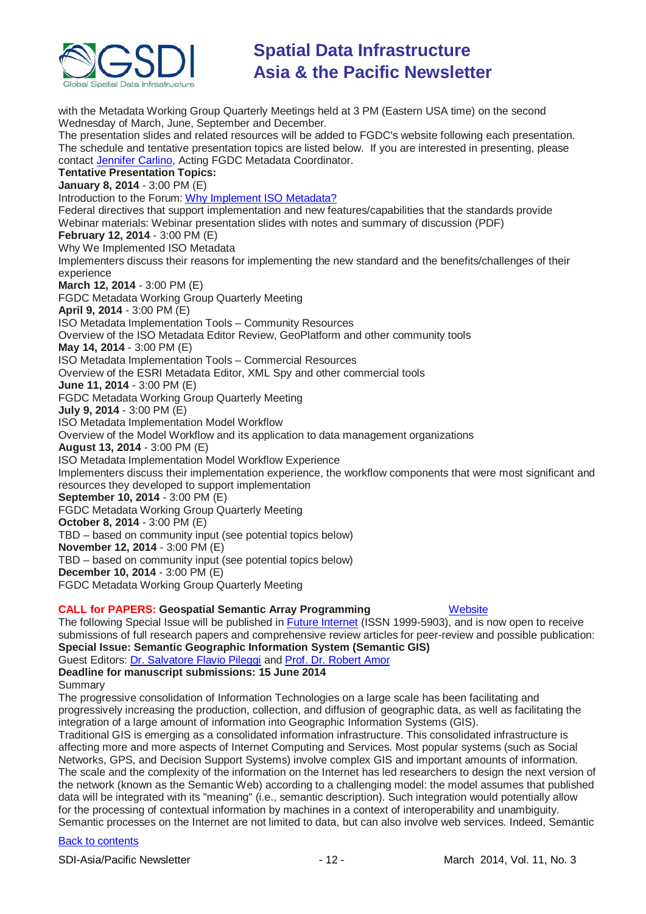with the Metadata Working Group Quarterly Meetings held at 3 PM (Eastern USA time) on the second Wednesday of March, June, September and December.
The presentation slides and related resources will be added to FGDC's website following each presentation.
The schedule and tentative presentation topics are listed below. If you are interested in presenting, please contact [Jennifer Carlino](), Acting FGDC Metadata Coordinator.

**Tentative Presentation Topics:**

**January 8, 2014** - 3:00 PM (E)
Introduction to the Forum: [Why Implement ISO Metadata?]()
Federal directives that support implementation and new features/capabilities that the standards provide
Webinar materials: Webinar presentation slides with notes and summary of discussion (PDF)

**February 12, 2014** - 3:00 PM (E)
Why We Implemented ISO Metadata
Implementers discuss their reasons for implementing the new standard and the benefits/challenges of their experience

**March 12, 2014** - 3:00 PM (E)
FGDC Metadata Working Group Quarterly Meeting

**April 9, 2014** - 3:00 PM (E)
ISO Metadata Implementation Tools – Community Resources
Overview of the ISO Metadata Editor Review, GeoPlatform and other community tools

**May 14, 2014** - 3:00 PM (E)
ISO Metadata Implementation Tools – Commercial Resources
Overview of the ESRI Metadata Editor, XML Spy and other commercial tools

**June 11, 2014** - 3:00 PM (E)
FGDC Metadata Working Group Quarterly Meeting

**July 9, 2014** - 3:00 PM (E)
ISO Metadata Implementation Model Workflow
Overview of the Model Workflow and its application to data management organizations

**August 13, 2014** - 3:00 PM (E)
ISO Metadata Implementation Model Workflow Experience
Implementers discuss their implementation experience, the workflow components that were most significant and resources they developed to support implementation

**September 10, 2014** - 3:00 PM (E)
FGDC Metadata Working Group Quarterly Meeting

**October 8, 2014** - 3:00 PM (E)
TBD – based on community input (see potential topics below)

**November 12, 2014** - 3:00 PM (E)
TBD – based on community input (see potential topics below)

**December 10, 2014** - 3:00 PM (E)
FGDC Metadata Working Group Quarterly Meeting

**CALL for PAPERS: Geospatial Semantic Array Programming** [Website]()

The following Special Issue will be published in [Future Internet]() (ISSN 1999-5903), and is now open to receive submissions of full research papers and comprehensive review articles for peer-review and possible publication:

**Special Issue: Semantic Geographic Information System (Semantic GIS)**

Guest Editors: [Dr. Salvatore Flavio Pileggi]() and [Prof. Dr. Robert Amor]()

**Deadline for manuscript submissions: 15 June 2014**

Summary

The progressive consolidation of Information Technologies on a large scale has been facilitating and progressively increasing the production, collection, and diffusion of geographic data, as well as facilitating the integration of a large amount of information into Geographic Information Systems (GIS).
Traditional GIS is emerging as a consolidated information infrastructure. This consolidated infrastructure is affecting more and more aspects of Internet Computing and Services. Most popular systems (such as Social Networks, GPS, and Decision Support Systems) involve complex GIS and important amounts of information. The scale and the complexity of the information on the Internet has led researchers to design the next version of the network (known as the Semantic Web) according to a challenging model: the model assumes that published data will be integrated with its "meaning" (i.e., semantic description). Such integration would potentially allow for the processing of contextual information by machines in a context of interoperability and unambiguity. Semantic processes on the Internet are not limited to data, but can also involve web services. Indeed, Semantic

[Back to contents]()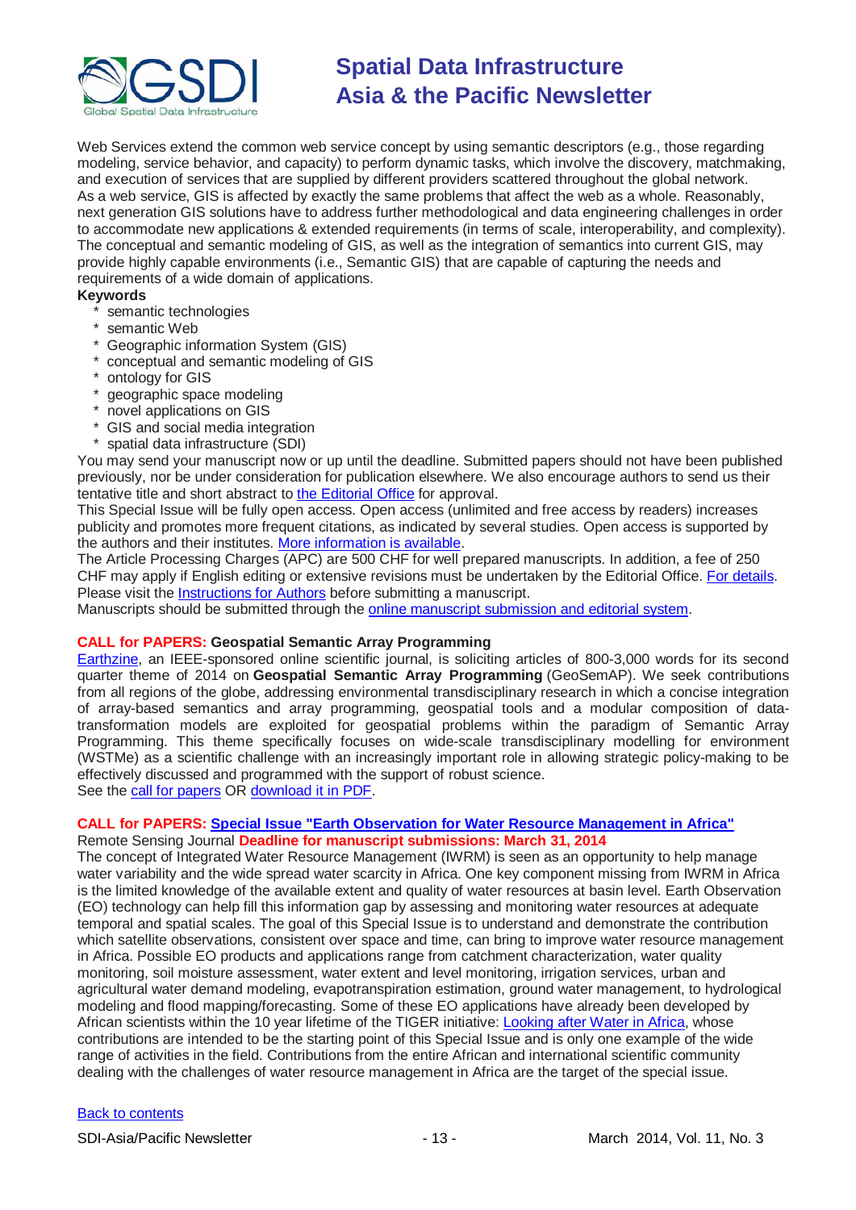Web Services extend the common web service concept by using semantic descriptors (e.g., those regarding modeling, service behavior, and capacity) to perform dynamic tasks, which involve the discovery, matchmaking, and execution of services that are supplied by different providers scattered throughout the global network. As a web service, GIS is affected by exactly the same problems that affect the web as a whole. Reasonably, next generation GIS solutions have to address further methodological and data engineering challenges in order to accommodate new applications & extended requirements (in terms of scale, interoperability, and complexity). The conceptual and semantic modeling of GIS, as well as the integration of semantics into current GIS, may provide highly capable environments (i.e., Semantic GIS) that are capable of capturing the needs and requirements of a wide domain of applications.

**Keywords**

* semantic technologies
* semantic Web
* Geographic information System (GIS)
* conceptual and semantic modeling of GIS
* ontology for GIS
* geographic space modeling
* novel applications on GIS
* GIS and social media integration
* spatial data infrastructure (SDI)

You may send your manuscript now or up until the deadline. Submitted papers should not have been published previously, nor be under consideration for publication elsewhere. We also encourage authors to send us their tentative title and short abstract to the Editorial Office for approval.

This Special Issue will be fully open access. Open access (unlimited and free access by readers) increases publicity and promotes more frequent citations, as indicated by several studies. Open access is supported by the authors and their institutes. More information is available.

The Article Processing Charges (APC) are 500 CHF for well prepared manuscripts. In addition, a fee of 250 CHF may apply if English editing or extensive revisions must be undertaken by the Editorial Office. For details. Please visit the Instructions for Authors before submitting a manuscript.

Manuscripts should be submitted through the online manuscript submission and editorial system.

**CALL for PAPERS: Geospatial Semantic Array Programming**

Earthzine, an IEEE-sponsored online scientific journal, is soliciting articles of 800-3,000 words for its second quarter theme of 2014 on **Geospatial Semantic Array Programming** (GeoSemAP). We seek contributions from all regions of the globe, addressing environmental transdisciplinary research in which a concise integration of array-based semantics and array programming, geospatial tools and a modular composition of data-transformation models are exploited for geospatial problems within the paradigm of Semantic Array Programming. This theme specifically focuses on wide-scale transdisciplinary modelling for environment (WSTMe) as a scientific challenge with an increasingly important role in allowing strategic policy-making to be effectively discussed and programmed with the support of robust science.

See the call for papers OR download it in PDF.

**CALL for PAPERS: Special Issue "Earth Observation for Water Resource Management in Africa"**

Remote Sensing Journal **Deadline for manuscript submissions: March 31, 2014**

The concept of Integrated Water Resource Management (IWRM) is seen as an opportunity to help manage water variability and the wide spread water scarcity in Africa. One key component missing from IWRM in Africa is the limited knowledge of the available extent and quality of water resources at basin level. Earth Observation (EO) technology can help fill this information gap by assessing and monitoring water resources at adequate temporal and spatial scales. The goal of this Special Issue is to understand and demonstrate the contribution which satellite observations, consistent over space and time, can bring to improve water resource management in Africa. Possible EO products and applications range from catchment characterization, water quality monitoring, soil moisture assessment, water extent and level monitoring, irrigation services, urban and agricultural water demand modeling, evapotranspiration estimation, ground water management, to hydrological modeling and flood mapping/forecasting. Some of these EO applications have already been developed by African scientists within the 10 year lifetime of the TIGER initiative: Looking after Water in Africa, whose contributions are intended to be the starting point of this Special Issue and is only one example of the wide range of activities in the field. Contributions from the entire African and international scientific community dealing with the challenges of water resource management in Africa are the target of the special issue.

Back to contents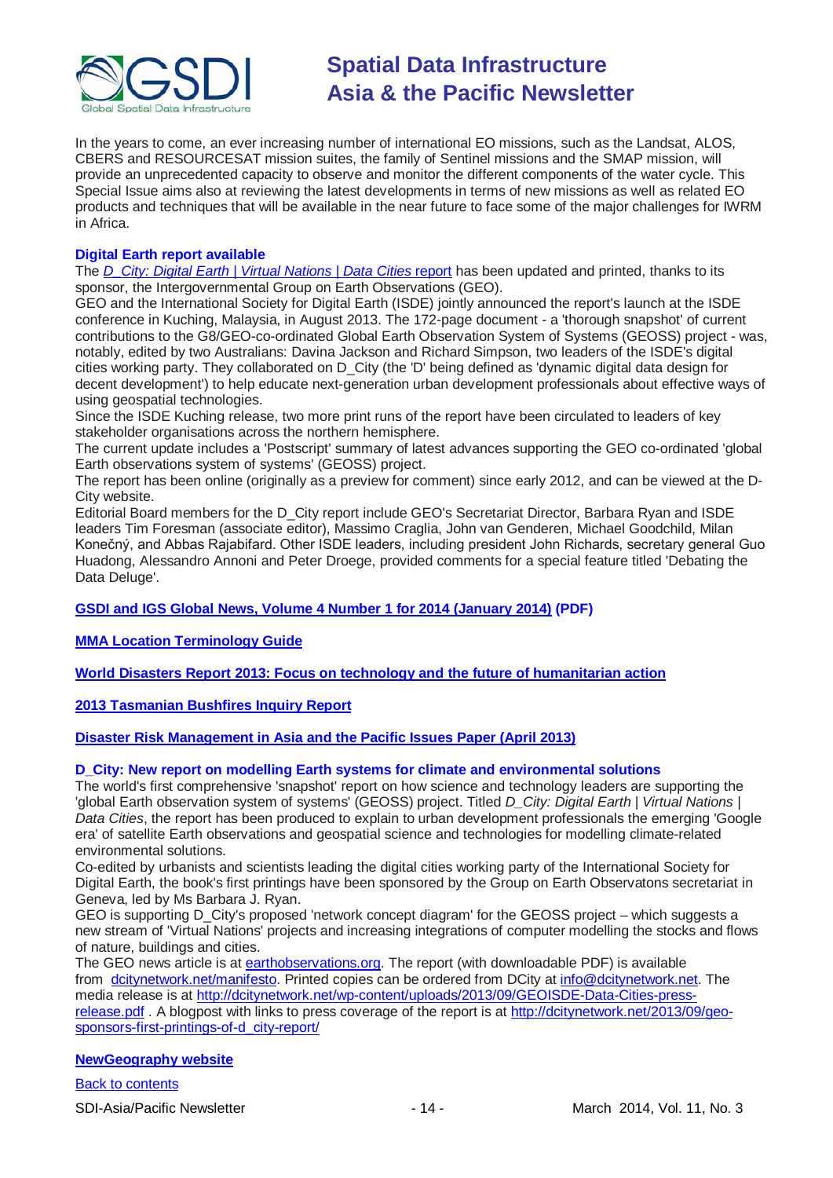In the years to come, an ever increasing number of international EO missions, such as the Landsat, ALOS, CBERS and RESOURCESAT mission suites, the family of Sentinel missions and the SMAP mission, will provide an unprecedented capacity to observe and monitor the different components of the water cycle. This Special Issue aims also at reviewing the latest developments in terms of new missions as well as related EO products and techniques that will be available in the near future to face some of the major challenges for IWRM in Africa.

### Digital Earth report available

The *D_City: Digital Earth | Virtual Nations | Data Cities* report has been updated and printed, thanks to its sponsor, the Intergovernmental Group on Earth Observations (GEO).

GEO and the International Society for Digital Earth (ISDE) jointly announced the report's launch at the ISDE conference in Kuching, Malaysia, in August 2013. The 172-page document - a 'thorough snapshot' of current contributions to the G8/GEO-co-ordinated Global Earth Observation System of Systems (GEOSS) project - was, notably, edited by two Australians: Davina Jackson and Richard Simpson, two leaders of the ISDE's digital cities working party. They collaborated on D_City (the 'D' being defined as 'dynamic digital data design for decent development') to help educate next-generation urban development professionals about effective ways of using geospatial technologies.

Since the ISDE Kuching release, two more print runs of the report have been circulated to leaders of key stakeholder organisations across the northern hemisphere.

The current update includes a 'Postscript' summary of latest advances supporting the GEO co-ordinated 'global Earth observations system of systems' (GEOSS) project.

The report has been online (originally as a preview for comment) since early 2012, and can be viewed at the D-City website.

Editorial Board members for the D_City report include GEO's Secretariat Director, Barbara Ryan and ISDE leaders Tim Foresman (associate editor), Massimo Craglia, John van Genderen, Michael Goodchild, Milan Konečný, and Abbas Rajabifard. Other ISDE leaders, including president John Richards, secretary general Guo Huadong, Alessandro Annoni and Peter Droege, provided comments for a special feature titled 'Debating the Data Deluge'.

**GSDI and IGS Global News, Volume 4 Number 1 for 2014 (January 2014) (PDF)**

**MMA Location Terminology Guide**

**World Disasters Report 2013: Focus on technology and the future of humanitarian action**

**2013 Tasmanian Bushfires Inquiry Report**

**Disaster Risk Management in Asia and the Pacific Issues Paper (April 2013)**

### D_City: New report on modelling Earth systems for climate and environmental solutions

The world's first comprehensive 'snapshot' report on how science and technology leaders are supporting the 'global Earth observation system of systems' (GEOSS) project. Titled *D_City: Digital Earth | Virtual Nations | Data Cities*, the report has been produced to explain to urban development professionals the emerging 'Google era' of satellite Earth observations and geospatial science and technologies for modelling climate-related environmental solutions.

Co-edited by urbanists and scientists leading the digital cities working party of the International Society for Digital Earth, the book's first printings have been sponsored by the Group on Earth Observatons secretariat in Geneva, led by Ms Barbara J. Ryan.

GEO is supporting D_City's proposed 'network concept diagram' for the GEOSS project – which suggests a new stream of 'Virtual Nations' projects and increasing integrations of computer modelling the stocks and flows of nature, buildings and cities.

The GEO news article is at earthobservations.org. The report (with downloadable PDF) is available from dcitynetwork.net/manifesto. Printed copies can be ordered from DCity at info@dcitynetwork.net. The media release is at http://dcitynetwork.net/wp-content/uploads/2013/09/GEOISDE-Data-Cities-press-release.pdf . A blogpost with links to press coverage of the report is at http://dcitynetwork.net/2013/09/geo-sponsors-first-printings-of-d_city-report/

**NewGeography website**

Back to contents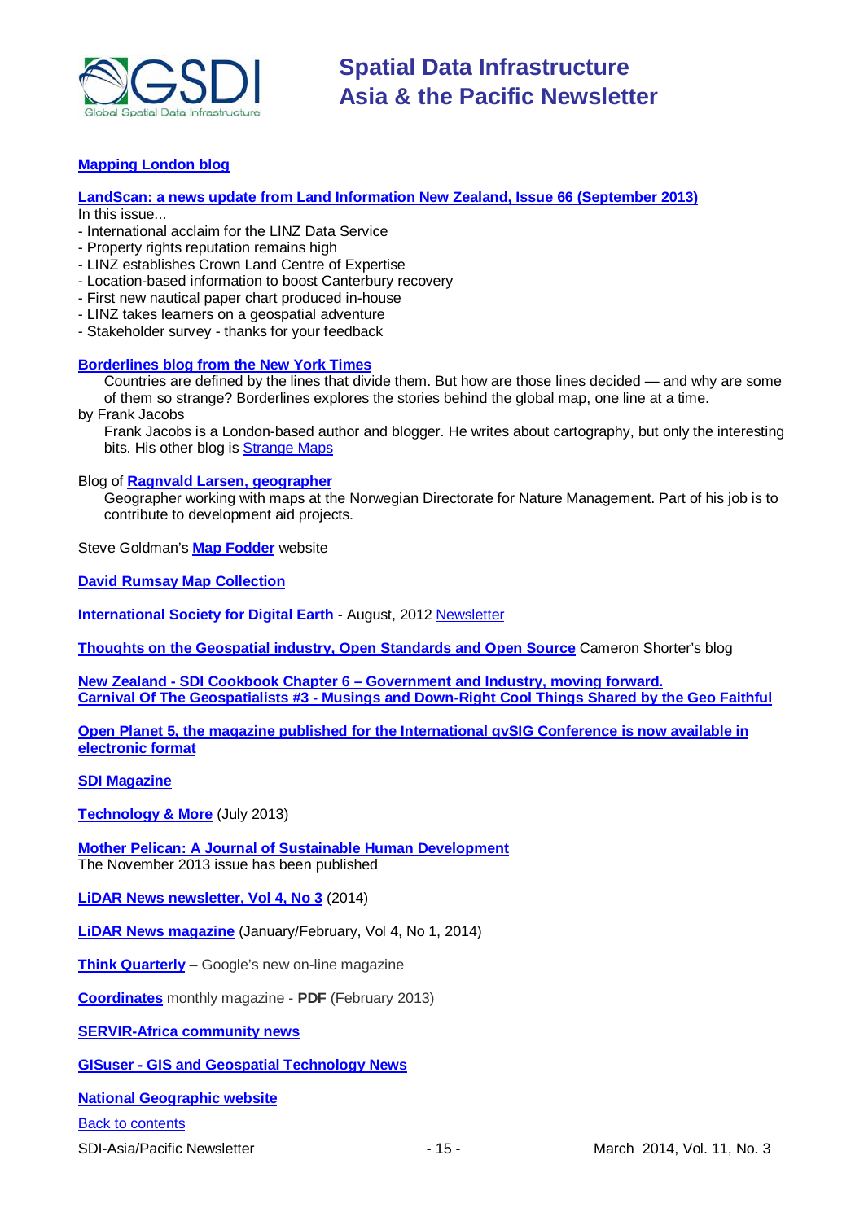**Mapping London blog**

**LandScan: a news update from Land Information New Zealand, Issue 66 (September 2013)**

In this issue...

- International acclaim for the LINZ Data Service
- Property rights reputation remains high
- LINZ establishes Crown Land Centre of Expertise
- Location-based information to boost Canterbury recovery
- First new nautical paper chart produced in-house
- LINZ takes learners on a geospatial adventure
- Stakeholder survey - thanks for your feedback

**Borderlines blog from the New York Times**

Countries are defined by the lines that divide them. But how are those lines decided — and why are some of them so strange? Borderlines explores the stories behind the global map, one line at a time.

by Frank Jacobs

Frank Jacobs is a London-based author and blogger. He writes about cartography, but only the interesting bits. His other blog is Strange Maps

Blog of **Ragnvald Larsen, geographer**

Geographer working with maps at the Norwegian Directorate for Nature Management. Part of his job is to contribute to development aid projects.

Steve Goldman's **Map Fodder** website

**David Rumsay Map Collection**

**International Society for Digital Earth** - August, 2012 Newsletter

**Thoughts on the Geospatial industry, Open Standards and Open Source** Cameron Shorter's blog

**New Zealand - SDI Cookbook Chapter 6 – Government and Industry, moving forward.**
**Carnival Of The Geospatialists #3 - Musings and Down-Right Cool Things Shared by the Geo Faithful**

**Open Planet 5, the magazine published for the International gvSIG Conference is now available in electronic format**

**SDI Magazine**

**Technology & More** (July 2013)

**Mother Pelican: A Journal of Sustainable Human Development**

The November 2013 issue has been published

**LiDAR News newsletter, Vol 4, No 3** (2014)

**LiDAR News magazine** (January/February, Vol 4, No 1, 2014)

**Think Quarterly** – Google's new on-line magazine

**Coordinates** monthly magazine - **PDF** (February 2013)

**SERVIR-Africa community news**

**GISuser - GIS and Geospatial Technology News**

**National Geographic website**

Back to contents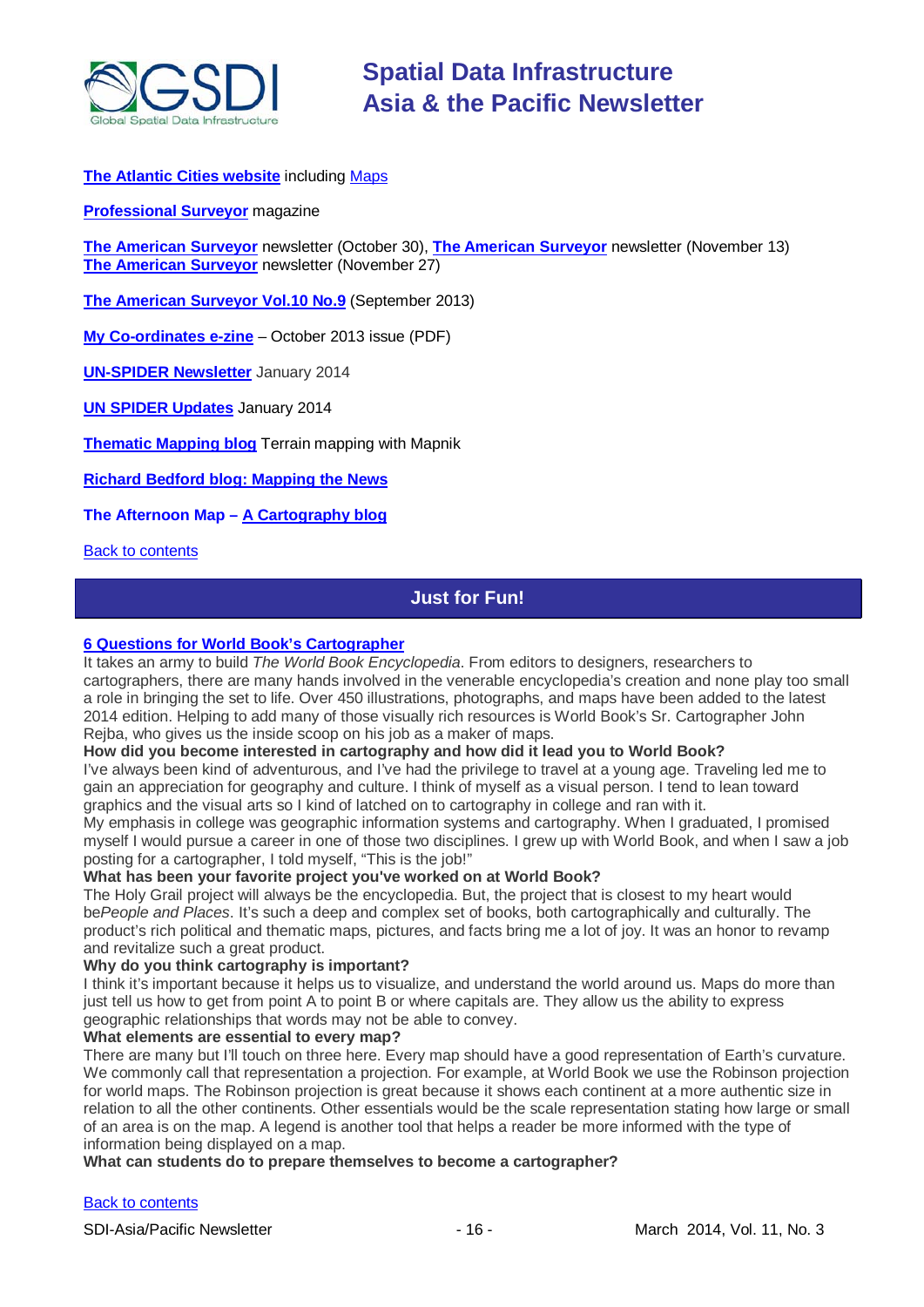**The Atlantic Cities website** including Maps

**Professional Surveyor** magazine

**The American Surveyor** newsletter (October 30), **The American Surveyor** newsletter (November 13)
**The American Surveyor** newsletter (November 27)

**The American Surveyor Vol.10 No.9** (September 2013)

**My Co-ordinates e-zine** – October 2013 issue (PDF)

**UN-SPIDER Newsletter** January 2014

**UN SPIDER Updates** January 2014

**Thematic Mapping blog** Terrain mapping with Mapnik

**Richard Bedford blog: Mapping the News**

**The Afternoon Map – A Cartography blog**

Back to contents

## Just for Fun!

**6 Questions for World Book's Cartographer**

It takes an army to build *The World Book Encyclopedia*. From editors to designers, researchers to cartographers, there are many hands involved in the venerable encyclopedia's creation and none play too small a role in bringing the set to life. Over 450 illustrations, photographs, and maps have been added to the latest 2014 edition. Helping to add many of those visually rich resources is World Book's Sr. Cartographer John Rejba, who gives us the inside scoop on his job as a maker of maps.

**How did you become interested in cartography and how did it lead you to World Book?**

I've always been kind of adventurous, and I've had the privilege to travel at a young age. Traveling led me to gain an appreciation for geography and culture. I think of myself as a visual person. I tend to lean toward graphics and the visual arts so I kind of latched on to cartography in college and ran with it.

My emphasis in college was geographic information systems and cartography. When I graduated, I promised myself I would pursue a career in one of those two disciplines. I grew up with World Book, and when I saw a job posting for a cartographer, I told myself, "This is the job!"

**What has been your favorite project you've worked on at World Book?**

The Holy Grail project will always be the encyclopedia. But, the project that is closest to my heart would be*People and Places*. It's such a deep and complex set of books, both cartographically and culturally. The product's rich political and thematic maps, pictures, and facts bring me a lot of joy. It was an honor to revamp and revitalize such a great product.

**Why do you think cartography is important?**

I think it's important because it helps us to visualize, and understand the world around us. Maps do more than just tell us how to get from point A to point B or where capitals are. They allow us the ability to express geographic relationships that words may not be able to convey.

**What elements are essential to every map?**

There are many but I'll touch on three here. Every map should have a good representation of Earth's curvature. We commonly call that representation a projection. For example, at World Book we use the Robinson projection for world maps. The Robinson projection is great because it shows each continent at a more authentic size in relation to all the other continents. Other essentials would be the scale representation stating how large or small of an area is on the map. A legend is another tool that helps a reader be more informed with the type of information being displayed on a map.

**What can students do to prepare themselves to become a cartographer?**

Back to contents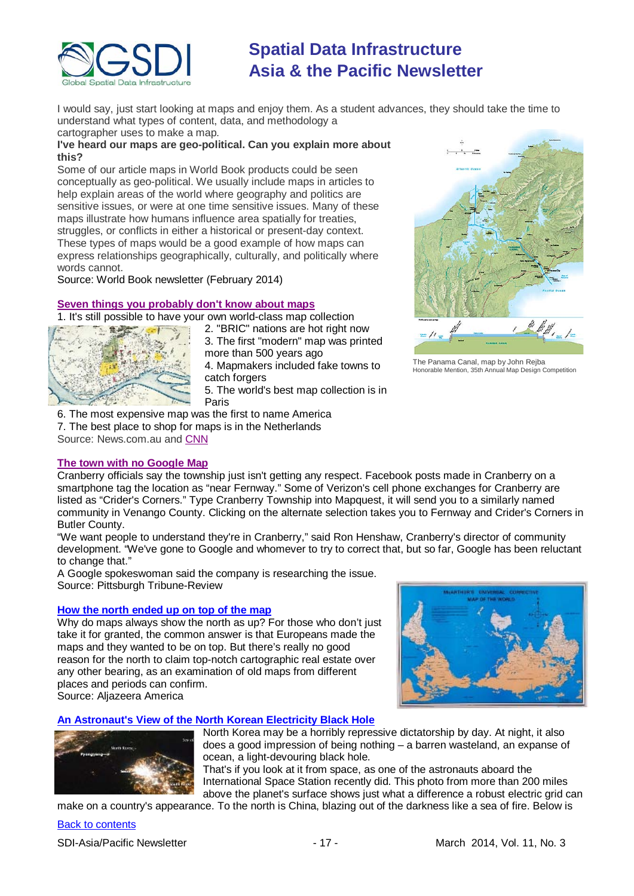I would say, just start looking at maps and enjoy them. As a student advances, they should take the time to understand what types of content, data, and methodology a cartographer uses to make a map.

**I've heard our maps are geo-political. Can you explain more about this?**

Some of our article maps in World Book products could be seen conceptually as geo-political. We usually include maps in articles to help explain areas of the world where geography and politics are sensitive issues, or were at one time sensitive issues. Many of these maps illustrate how humans influence area spatially for treaties, struggles, or conflicts in either a historical or present-day context. These types of maps would be a good example of how maps can express relationships geographically, culturally, and politically where words cannot.

Source: World Book newsletter (February 2014)

The Panama Canal, map by John Rejba
Honorable Mention, 35th Annual Map Design Competition

### Seven things you probably don't know about maps

1. It's still possible to have your own world-class map collection
2. "BRIC" nations are hot right now
3. The first "modern" map was printed more than 500 years ago
4. Mapmakers included fake towns to catch forgers
5. The world's best map collection is in Paris
6. The most expensive map was the first to name America
7. The best place to shop for maps is in the Netherlands

Source: News.com.au and CNN

### The town with no Google Map

Cranberry officials say the township just isn't getting any respect. Facebook posts made in Cranberry on a smartphone tag the location as "near Fernway." Some of Verizon's cell phone exchanges for Cranberry are listed as "Crider's Corners." Type Cranberry Township into Mapquest, it will send you to a similarly named community in Venango County. Clicking on the alternate selection takes you to Fernway and Crider's Corners in Butler County.

"We want people to understand they're in Cranberry," said Ron Henshaw, Cranberry's director of community development. "We've gone to Google and whomever to try to correct that, but so far, Google has been reluctant to change that."

A Google spokeswoman said the company is researching the issue.

Source: Pittsburgh Tribune-Review

### How the north ended up on top of the map

Why do maps always show the north as up? For those who don't just take it for granted, the common answer is that Europeans made the maps and they wanted to be on top. But there's really no good reason for the north to claim top-notch cartographic real estate over any other bearing, as an examination of old maps from different places and periods can confirm.

Source: Aljazeera America

### An Astronaut's View of the North Korean Electricity Black Hole

North Korea may be a horribly repressive dictatorship by day. At night, it also does a good impression of being nothing – a barren wasteland, an expanse of ocean, a light-devouring black hole.

That's if you look at it from space, as one of the astronauts aboard the International Space Station recently did. This photo from more than 200 miles above the planet's surface shows just what a difference a robust electric grid can make on a country's appearance. To the north is China, blazing out of the darkness like a sea of fire. Below is

Back to contents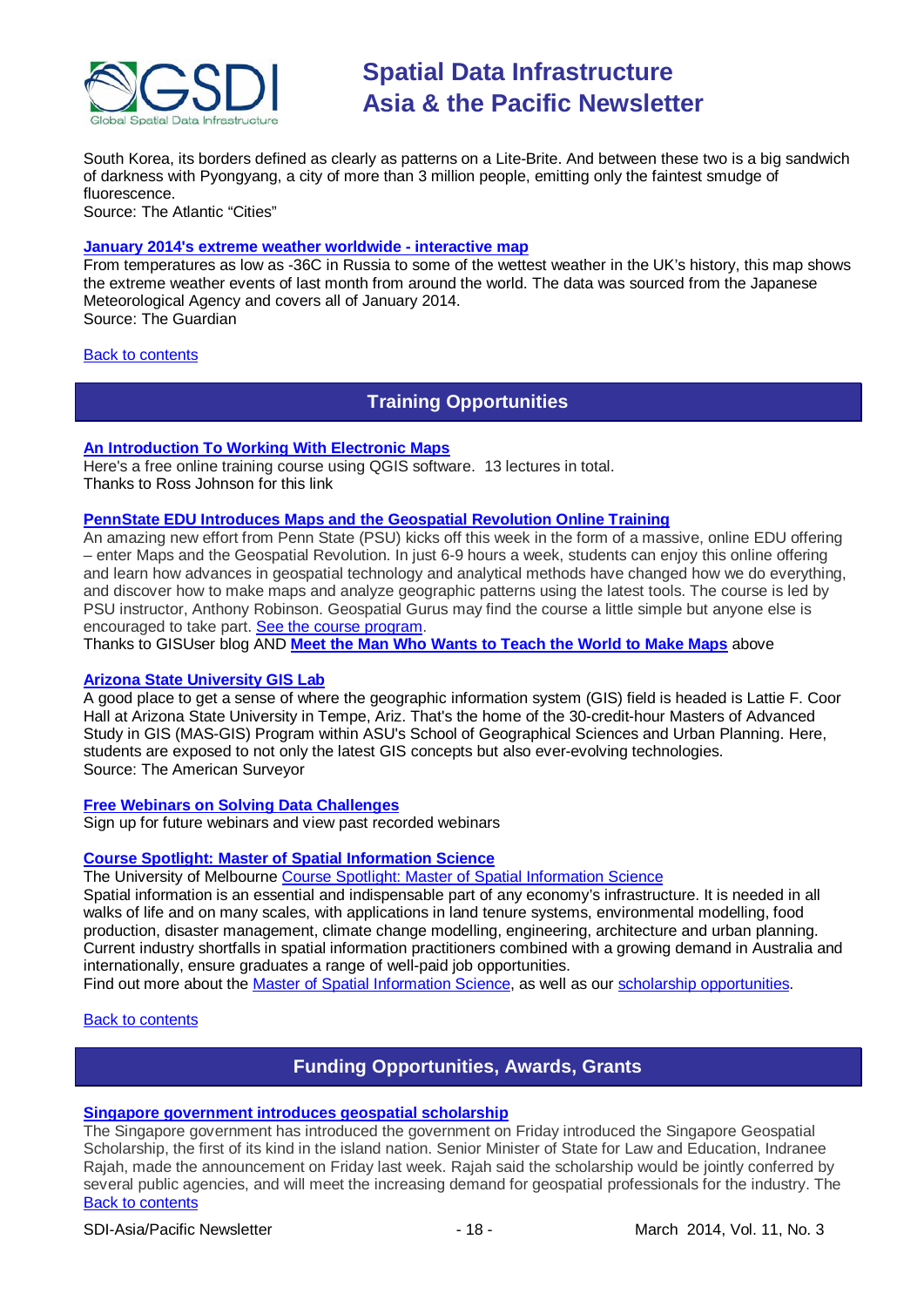South Korea, its borders defined as clearly as patterns on a Lite-Brite. And between these two is a big sandwich of darkness with Pyongyang, a city of more than 3 million people, emitting only the faintest smudge of fluorescence.
Source: The Atlantic "Cities"

**[January 2014's extreme weather worldwide - interactive map]()**
From temperatures as low as -36C in Russia to some of the wettest weather in the UK's history, this map shows the extreme weather events of last month from around the world. The data was sourced from the Japanese Meteorological Agency and covers all of January 2014.
Source: The Guardian

[Back to contents]()

## Training Opportunities

**[An Introduction To Working With Electronic Maps]()**
Here's a free online training course using QGIS software. 13 lectures in total.
Thanks to Ross Johnson for this link

**[PennState EDU Introduces Maps and the Geospatial Revolution Online Training]()**
An amazing new effort from Penn State (PSU) kicks off this week in the form of a massive, online EDU offering – enter Maps and the Geospatial Revolution. In just 6-9 hours a week, students can enjoy this online offering and learn how advances in geospatial technology and analytical methods have changed how we do everything, and discover how to make maps and analyze geographic patterns using the latest tools. The course is led by PSU instructor, Anthony Robinson. Geospatial Gurus may find the course a little simple but anyone else is encouraged to take part. [See the course program]().
Thanks to GISUser blog AND **[Meet the Man Who Wants to Teach the World to Make Maps]()** above

**[Arizona State University GIS Lab]()**
A good place to get a sense of where the geographic information system (GIS) field is headed is Lattie F. Coor Hall at Arizona State University in Tempe, Ariz. That's the home of the 30-credit-hour Masters of Advanced Study in GIS (MAS-GIS) Program within ASU's School of Geographical Sciences and Urban Planning. Here, students are exposed to not only the latest GIS concepts but also ever-evolving technologies.
Source: The American Surveyor

**[Free Webinars on Solving Data Challenges]()**
Sign up for future webinars and view past recorded webinars

**[Course Spotlight: Master of Spatial Information Science]()**
The University of Melbourne [Course Spotlight: Master of Spatial Information Science]()
Spatial information is an essential and indispensable part of any economy's infrastructure. It is needed in all walks of life and on many scales, with applications in land tenure systems, environmental modelling, food production, disaster management, climate change modelling, engineering, architecture and urban planning. Current industry shortfalls in spatial information practitioners combined with a growing demand in Australia and internationally, ensure graduates a range of well-paid job opportunities.
Find out more about the [Master of Spatial Information Science](), as well as our [scholarship opportunities]().

[Back to contents]()

## Funding Opportunities, Awards, Grants

**[Singapore government introduces geospatial scholarship]()**
The Singapore government has introduced the government on Friday introduced the Singapore Geospatial Scholarship, the first of its kind in the island nation. Senior Minister of State for Law and Education, Indranee Rajah, made the announcement on Friday last week. Rajah said the scholarship would be jointly conferred by several public agencies, and will meet the increasing demand for geospatial professionals for the industry. The
[Back to contents]()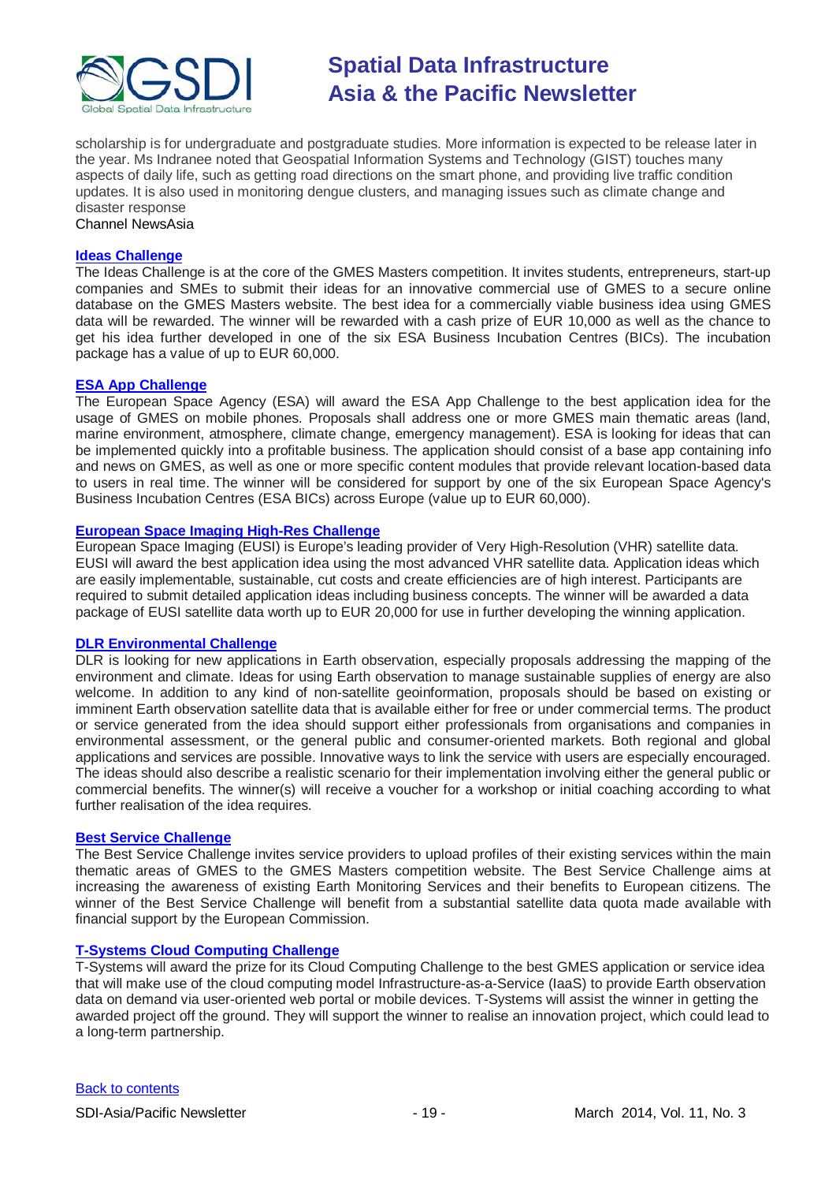scholarship is for undergraduate and postgraduate studies. More information is expected to be release later in the year. Ms Indranee noted that Geospatial Information Systems and Technology (GIST) touches many aspects of daily life, such as getting road directions on the smart phone, and providing live traffic condition updates. It is also used in monitoring dengue clusters, and managing issues such as climate change and disaster response
Channel NewsAsia

**Ideas Challenge**
The Ideas Challenge is at the core of the GMES Masters competition. It invites students, entrepreneurs, start-up companies and SMEs to submit their ideas for an innovative commercial use of GMES to a secure online database on the GMES Masters website. The best idea for a commercially viable business idea using GMES data will be rewarded. The winner will be rewarded with a cash prize of EUR 10,000 as well as the chance to get his idea further developed in one of the six ESA Business Incubation Centres (BICs). The incubation package has a value of up to EUR 60,000.

**ESA App Challenge**
The European Space Agency (ESA) will award the ESA App Challenge to the best application idea for the usage of GMES on mobile phones. Proposals shall address one or more GMES main thematic areas (land, marine environment, atmosphere, climate change, emergency management). ESA is looking for ideas that can be implemented quickly into a profitable business. The application should consist of a base app containing info and news on GMES, as well as one or more specific content modules that provide relevant location-based data to users in real time. The winner will be considered for support by one of the six European Space Agency's Business Incubation Centres (ESA BICs) across Europe (value up to EUR 60,000).

**European Space Imaging High-Res Challenge**
European Space Imaging (EUSI) is Europe's leading provider of Very High-Resolution (VHR) satellite data. EUSI will award the best application idea using the most advanced VHR satellite data. Application ideas which are easily implementable, sustainable, cut costs and create efficiencies are of high interest. Participants are required to submit detailed application ideas including business concepts. The winner will be awarded a data package of EUSI satellite data worth up to EUR 20,000 for use in further developing the winning application.

**DLR Environmental Challenge**
DLR is looking for new applications in Earth observation, especially proposals addressing the mapping of the environment and climate. Ideas for using Earth observation to manage sustainable supplies of energy are also welcome. In addition to any kind of non-satellite geoinformation, proposals should be based on existing or imminent Earth observation satellite data that is available either for free or under commercial terms. The product or service generated from the idea should support either professionals from organisations and companies in environmental assessment, or the general public and consumer-oriented markets. Both regional and global applications and services are possible. Innovative ways to link the service with users are especially encouraged. The ideas should also describe a realistic scenario for their implementation involving either the general public or commercial benefits. The winner(s) will receive a voucher for a workshop or initial coaching according to what further realisation of the idea requires.

**Best Service Challenge**
The Best Service Challenge invites service providers to upload profiles of their existing services within the main thematic areas of GMES to the GMES Masters competition website. The Best Service Challenge aims at increasing the awareness of existing Earth Monitoring Services and their benefits to European citizens. The winner of the Best Service Challenge will benefit from a substantial satellite data quota made available with financial support by the European Commission.

**T-Systems Cloud Computing Challenge**
T-Systems will award the prize for its Cloud Computing Challenge to the best GMES application or service idea that will make use of the cloud computing model Infrastructure-as-a-Service (IaaS) to provide Earth observation data on demand via user-oriented web portal or mobile devices. T-Systems will assist the winner in getting the awarded project off the ground. They will support the winner to realise an innovation project, which could lead to a long-term partnership.

Back to contents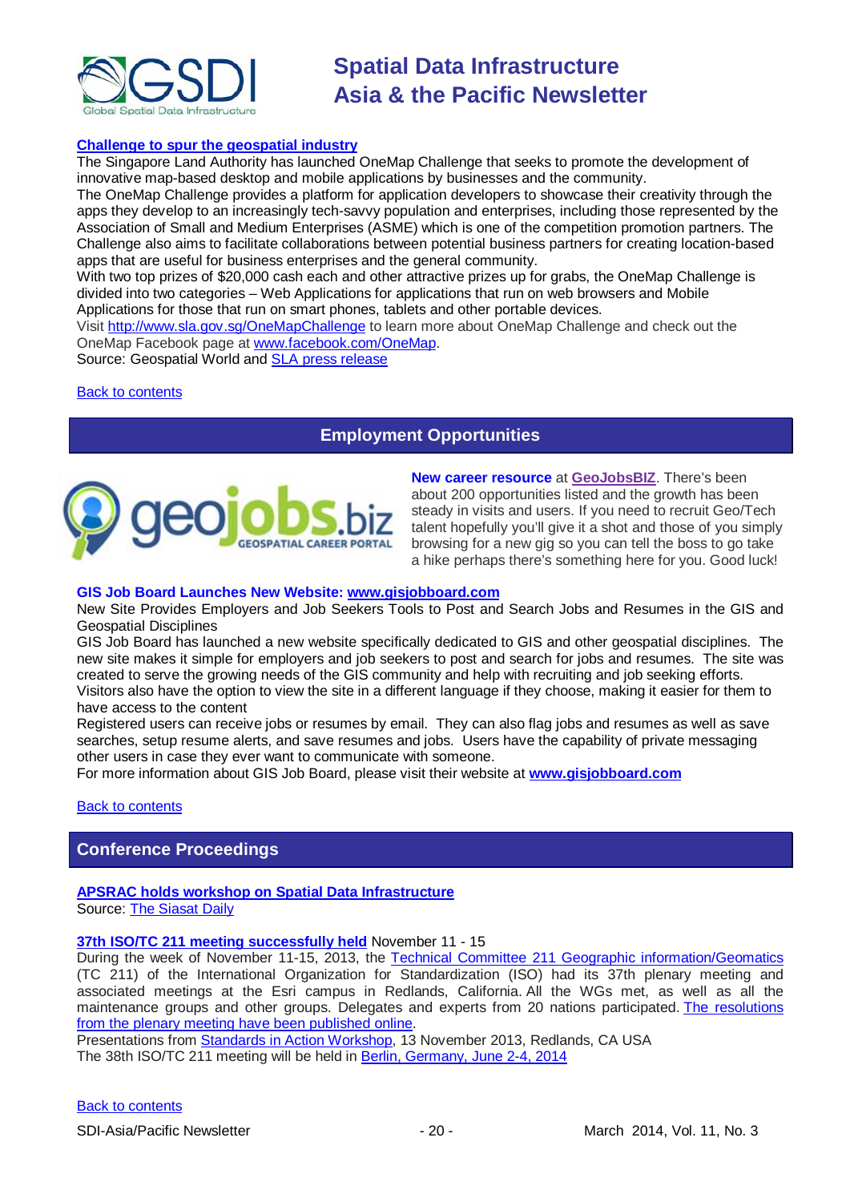**Challenge to spur the geospatial industry**

The Singapore Land Authority has launched OneMap Challenge that seeks to promote the development of innovative map-based desktop and mobile applications by businesses and the community.

The OneMap Challenge provides a platform for application developers to showcase their creativity through the apps they develop to an increasingly tech-savvy population and enterprises, including those represented by the Association of Small and Medium Enterprises (ASME) which is one of the competition promotion partners. The Challenge also aims to facilitate collaborations between potential business partners for creating location-based apps that are useful for business enterprises and the general community.

With two top prizes of $20,000 cash each and other attractive prizes up for grabs, the OneMap Challenge is divided into two categories – Web Applications for applications that run on web browsers and Mobile Applications for those that run on smart phones, tablets and other portable devices.

Visit http://www.sla.gov.sg/OneMapChallenge to learn more about OneMap Challenge and check out the OneMap Facebook page at www.facebook.com/OneMap.

Source: Geospatial World and SLA press release

Back to contents

## Employment Opportunities

**New career resource** at **GeoJobsBIZ**. There's been about 200 opportunities listed and the growth has been steady in visits and users. If you need to recruit Geo/Tech talent hopefully you'll give it a shot and those of you simply browsing for a new gig so you can tell the boss to go take a hike perhaps there's something here for you. Good luck!

**GIS Job Board Launches New Website: www.gisjobboard.com**

New Site Provides Employers and Job Seekers Tools to Post and Search Jobs and Resumes in the GIS and Geospatial Disciplines

GIS Job Board has launched a new website specifically dedicated to GIS and other geospatial disciplines. The new site makes it simple for employers and job seekers to post and search for jobs and resumes. The site was created to serve the growing needs of the GIS community and help with recruiting and job seeking efforts. Visitors also have the option to view the site in a different language if they choose, making it easier for them to have access to the content

Registered users can receive jobs or resumes by email. They can also flag jobs and resumes as well as save searches, setup resume alerts, and save resumes and jobs. Users have the capability of private messaging other users in case they ever want to communicate with someone.

For more information about GIS Job Board, please visit their website at **www.gisjobboard.com**

Back to contents

## Conference Proceedings

**APSRAC holds workshop on Spatial Data Infrastructure**

Source: The Siasat Daily

**37th ISO/TC 211 meeting successfully held** November 11 - 15

During the week of November 11-15, 2013, the Technical Committee 211 Geographic information/Geomatics (TC 211) of the International Organization for Standardization (ISO) had its 37th plenary meeting and associated meetings at the Esri campus in Redlands, California. All the WGs met, as well as all the maintenance groups and other groups. Delegates and experts from 20 nations participated. The resolutions from the plenary meeting have been published online.

Presentations from Standards in Action Workshop, 13 November 2013, Redlands, CA USA

The 38th ISO/TC 211 meeting will be held in Berlin, Germany, June 2-4, 2014

Back to contents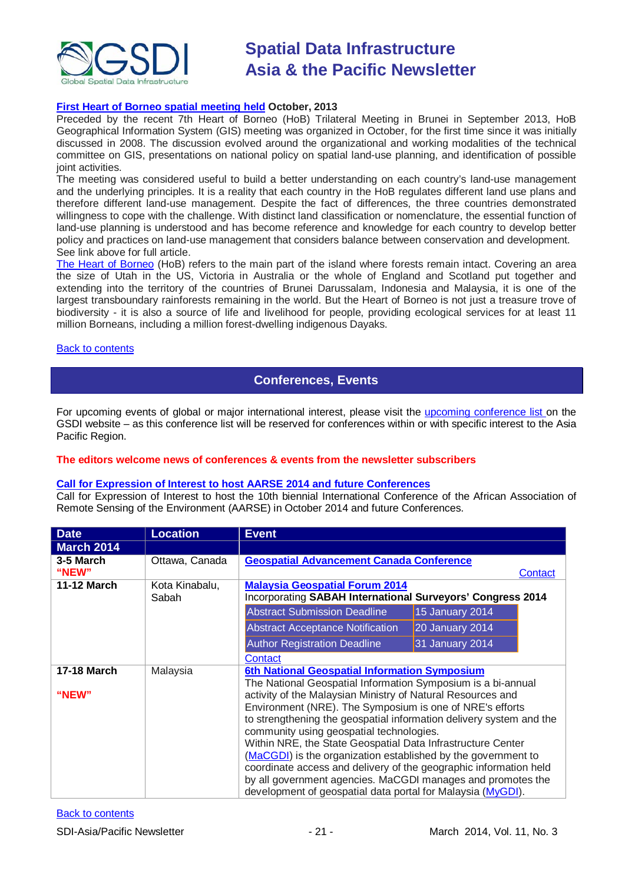**First Heart of Borneo spatial meeting held October, 2013**

Preceded by the recent 7th Heart of Borneo (HoB) Trilateral Meeting in Brunei in September 2013, HoB Geographical Information System (GIS) meeting was organized in October, for the first time since it was initially discussed in 2008. The discussion evolved around the organizational and working modalities of the technical committee on GIS, presentations on national policy on spatial land-use planning, and identification of possible joint activities.

The meeting was considered useful to build a better understanding on each country's land-use management and the underlying principles. It is a reality that each country in the HoB regulates different land use plans and therefore different land-use management. Despite the fact of differences, the three countries demonstrated willingness to cope with the challenge. With distinct land classification or nomenclature, the essential function of land-use planning is understood and has become reference and knowledge for each country to develop better policy and practices on land-use management that considers balance between conservation and development.

See link above for full article.

The Heart of Borneo (HoB) refers to the main part of the island where forests remain intact. Covering an area the size of Utah in the US, Victoria in Australia or the whole of England and Scotland put together and extending into the territory of the countries of Brunei Darussalam, Indonesia and Malaysia, it is one of the largest transboundary rainforests remaining in the world. But the Heart of Borneo is not just a treasure trove of biodiversity - it is also a source of life and livelihood for people, providing ecological services for at least 11 million Borneans, including a million forest-dwelling indigenous Dayaks.

Back to contents

## Conferences, Events

For upcoming events of global or major international interest, please visit the upcoming conference list on the GSDI website – as this conference list will be reserved for conferences within or with specific interest to the Asia Pacific Region.

**The editors welcome news of conferences & events from the newsletter subscribers**

**Call for Expression of Interest to host AARSE 2014 and future Conferences**

Call for Expression of Interest to host the 10th biennial International Conference of the African Association of Remote Sensing of the Environment (AARSE) in October 2014 and future Conferences.

| Date | Location | Event |
|---|---|---|
| **March 2014** | | |
| **3-5 March** **"NEW"** | Ottawa, Canada | **Geospatial Advancement Canada Conference** Contact |
| **11-12 March** | Kota Kinabalu, Sabah | **Malaysia Geospatial Forum 2014** Incorporating **SABAH International Surveyors' Congress 2014** Abstract Submission Deadline: 15 January 2014; Abstract Acceptance Notification: 20 January 2014; Author Registration Deadline: 31 January 2014. Contact |
| **17-18 March** **"NEW"** | Malaysia | **6th National Geospatial Information Symposium** The National Geospatial Information Symposium is a bi-annual activity of the Malaysian Ministry of Natural Resources and Environment (NRE). The Symposium is one of NRE's efforts to strengthening the geospatial information delivery system and the community using geospatial technologies. Within NRE, the State Geospatial Data Infrastructure Center (MaCGDI) is the organization established by the government to coordinate access and delivery of the geographic information held by all government agencies. MaCGDI manages and promotes the development of geospatial data portal for Malaysia (MyGDI). |

Back to contents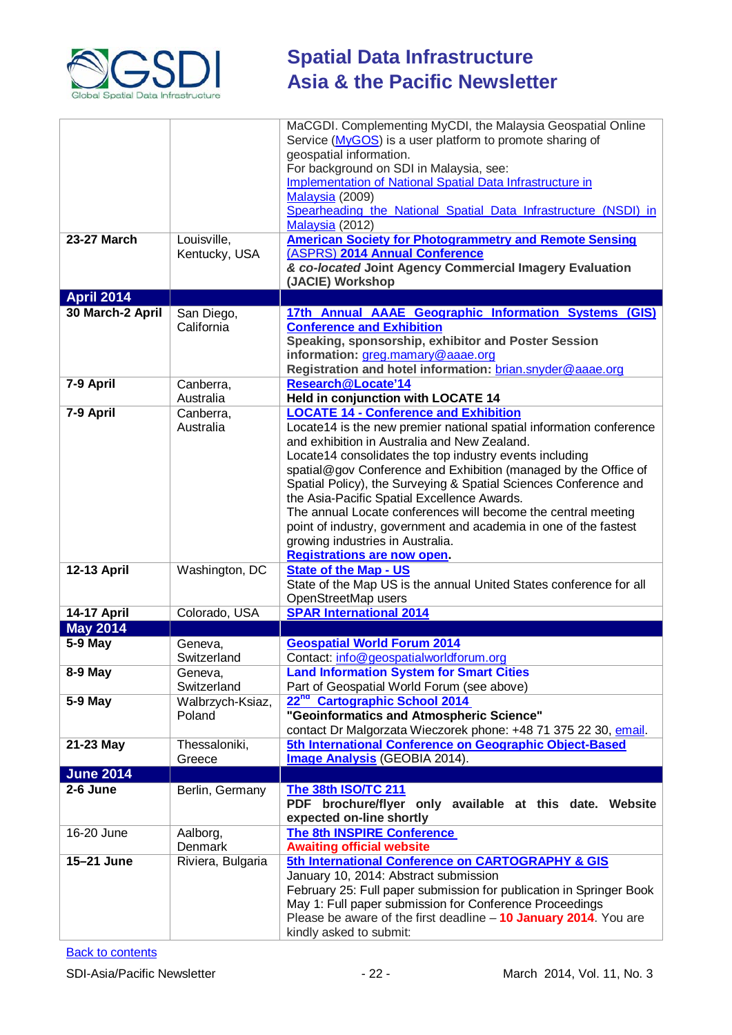| | | |
|---|---|---|
| | | MaCGDI. Complementing MyCDI, the Malaysia Geospatial Online Service (MyGOS) is a user platform to promote sharing of geospatial information.<br>For background on SDI in Malaysia, see:<br>Implementation of National Spatial Data Infrastructure in Malaysia (2009)<br>Spearheading the National Spatial Data Infrastructure (NSDI) in Malaysia (2012) |
| **23-27 March** | Louisville, Kentucky, USA | **American Society for Photogrammetry and Remote Sensing (ASPRS) 2014 Annual Conference**<br>***& co-located* Joint Agency Commercial Imagery Evaluation (JACIE) Workshop** |
| **April 2014** | | |
| **30 March-2 April** | San Diego, California | **17th Annual AAAE Geographic Information Systems (GIS) Conference and Exhibition**<br>**Speaking, sponsorship, exhibitor and Poster Session information:** greg.mamary@aaae.org<br>**Registration and hotel information:** brian.snyder@aaae.org |
| **7-9 April** | Canberra, Australia | **Research@Locate'14**<br>**Held in conjunction with LOCATE 14** |
| **7-9 April** | Canberra, Australia | **LOCATE 14 - Conference and Exhibition**<br>Locate14 is the new premier national spatial information conference and exhibition in Australia and New Zealand.<br>Locate14 consolidates the top industry events including spatial@gov Conference and Exhibition (managed by the Office of Spatial Policy), the Surveying & Spatial Sciences Conference and the Asia-Pacific Spatial Excellence Awards.<br>The annual Locate conferences will become the central meeting point of industry, government and academia in one of the fastest growing industries in Australia.<br>**Registrations are now open.** |
| **12-13 April** | Washington, DC | **State of the Map - US**<br>State of the Map US is the annual United States conference for all OpenStreetMap users |
| **14-17 April** | Colorado, USA | **SPAR International 2014** |
| **May 2014** | | |
| **5-9 May** | Geneva, Switzerland | **Geospatial World Forum 2014**<br>Contact: info@geospatialworldforum.org |
| **8-9 May** | Geneva, Switzerland | **Land Information System for Smart Cities**<br>Part of Geospatial World Forum (see above) |
| **5-9 May** | Walbrzych-Ksiaz, Poland | **22nd Cartographic School 2014**<br>**"Geoinformatics and Atmospheric Science"**<br>contact Dr Malgorzata Wieczorek phone: +48 71 375 22 30, email. |
| **21-23 May** | Thessaloniki, Greece | **5th International Conference on Geographic Object-Based Image Analysis** (GEOBIA 2014). |
| **June 2014** | | |
| **2-6 June** | Berlin, Germany | **The 38th ISO/TC 211**<br>**PDF brochure/flyer only available at this date. Website expected on-line shortly** |
| 16-20 June | Aalborg, Denmark | **The 8th INSPIRE Conference**<br>**Awaiting official website** |
| **15–21 June** | Riviera, Bulgaria | **5th International Conference on CARTOGRAPHY & GIS**<br>January 10, 2014: Abstract submission<br>February 25: Full paper submission for publication in Springer Book<br>May 1: Full paper submission for Conference Proceedings<br>Please be aware of the first deadline – **10 January 2014**. You are kindly asked to submit: |

Back to contents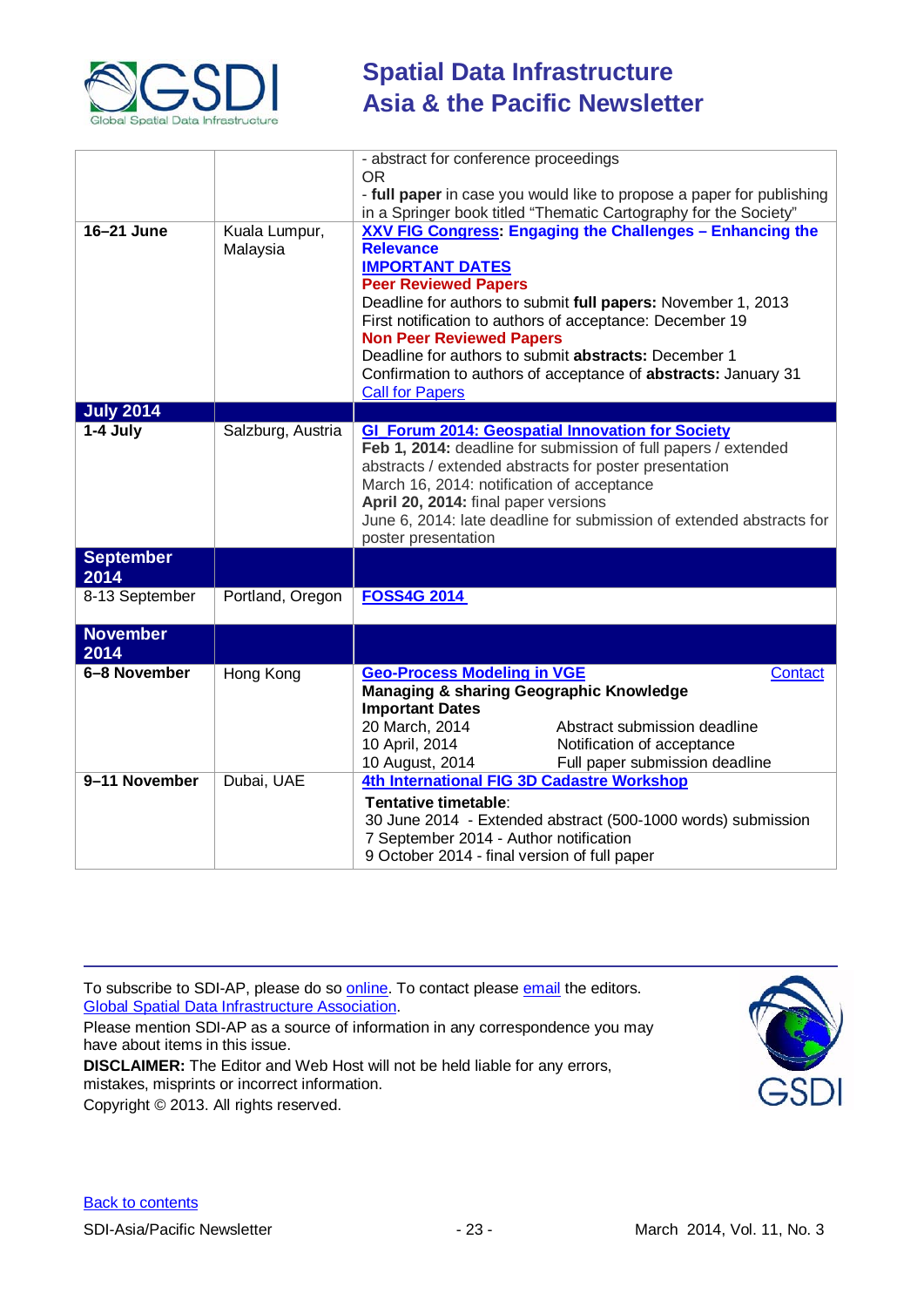| | | |
|---|---|---|
| | | - abstract for conference proceedings<br>OR<br>- **full paper** in case you would like to propose a paper for publishing in a Springer book titled "Thematic Cartography for the Society" |
| **16–21 June** | Kuala Lumpur, Malaysia | **XXV FIG Congress: Engaging the Challenges – Enhancing the Relevance**<br>**IMPORTANT DATES**<br>**Peer Reviewed Papers**<br>Deadline for authors to submit **full papers:** November 1, 2013<br>First notification to authors of acceptance: December 19<br>**Non Peer Reviewed Papers**<br>Deadline for authors to submit **abstracts:** December 1<br>Confirmation to authors of acceptance of **abstracts:** January 31<br>Call for Papers |
| **July 2014** | | |
| **1-4 July** | Salzburg, Austria | **GI_Forum 2014: Geospatial Innovation for Society**<br>**Feb 1, 2014:** deadline for submission of full papers / extended abstracts / extended abstracts for poster presentation<br>March 16, 2014: notification of acceptance<br>**April 20, 2014:** final paper versions<br>June 6, 2014: late deadline for submission of extended abstracts for poster presentation |
| **September 2014** | | |
| 8-13 September | Portland, Oregon | **FOSS4G 2014** |
| **November 2014** | | |
| **6–8 November** | Hong Kong | **Geo-Process Modeling in VGE** Contact<br>**Managing & sharing Geographic Knowledge**<br>**Important Dates**<br>20 March, 2014 Abstract submission deadline<br>10 April, 2014 Notification of acceptance<br>10 August, 2014 Full paper submission deadline |
| **9–11 November** | Dubai, UAE | **4th International FIG 3D Cadastre Workshop**<br>**Tentative timetable**:<br>30 June 2014 - Extended abstract (500-1000 words) submission<br>7 September 2014 - Author notification<br>9 October 2014 - final version of full paper |

To subscribe to SDI-AP, please do so online. To contact please email the editors. Global Spatial Data Infrastructure Association.

Please mention SDI-AP as a source of information in any correspondence you may have about items in this issue.

**DISCLAIMER:** The Editor and Web Host will not be held liable for any errors, mistakes, misprints or incorrect information.

Copyright © 2013. All rights reserved.

Back to contents